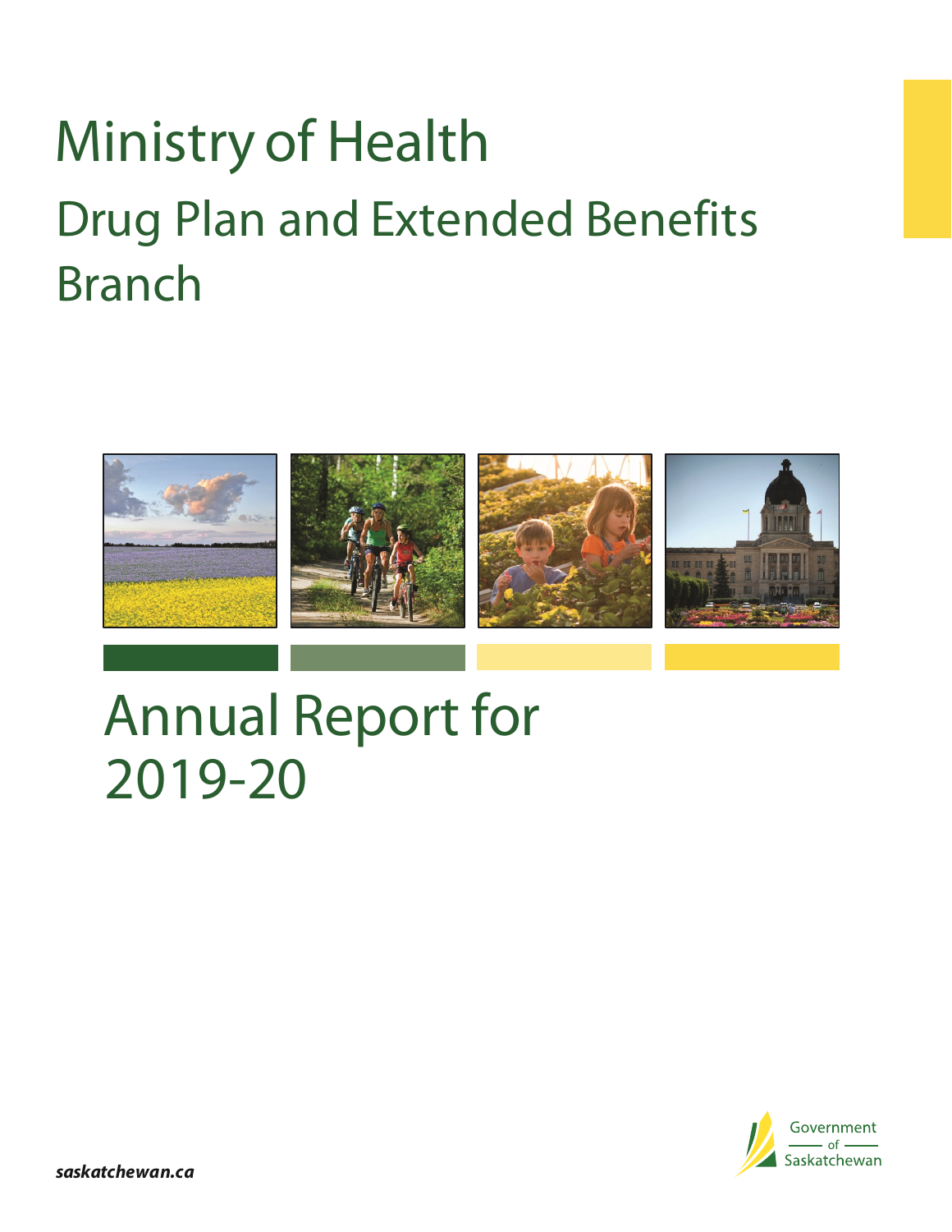# Ministry of Health

## Drug Plan and Extended Benefits Branch

# Annual Report for 2019-20

*saskatchewan.ca*

Government of Saskatchewan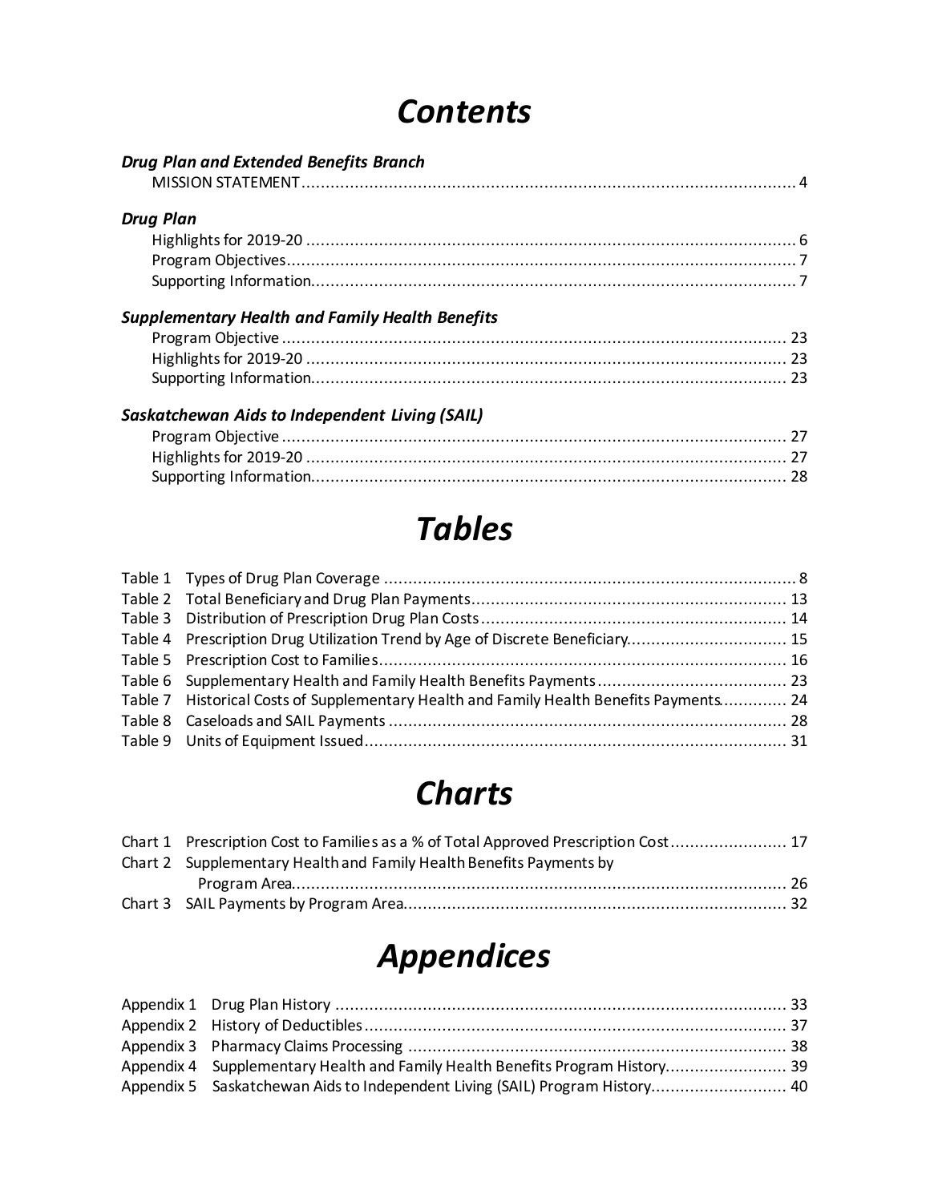# *Contents*

***Drug Plan and Extended Benefits Branch***

MISSION STATEMENT ........................................................................................................ 4

***Drug Plan***

Highlights for 2019-20 ........................................................................................................ 6
Program Objectives............................................................................................................. 7
Supporting Information....................................................................................................... 7

***Supplementary Health and Family Health Benefits***

Program Objective ............................................................................................................. 23
Highlights for 2019-20 ....................................................................................................... 23
Supporting Information...................................................................................................... 23

***Saskatchewan Aids to Independent Living (SAIL)***

Program Objective ............................................................................................................. 27
Highlights for 2019-20 ....................................................................................................... 27
Supporting Information...................................................................................................... 28

# *Tables*

Table 1 Types of Drug Plan Coverage .................................................................................... 8
Table 2 Total Beneficiary and Drug Plan Payments................................................................ 13
Table 3 Distribution of Prescription Drug Plan Costs .............................................................. 14
Table 4 Prescription Drug Utilization Trend by Age of Discrete Beneficiary................................. 15
Table 5 Prescription Cost to Families.................................................................................... 16
Table 6 Supplementary Health and Family Health Benefits Payments ....................................... 23
Table 7 Historical Costs of Supplementary Health and Family Health Benefits Payments............. 24
Table 8 Caseloads and SAIL Payments .................................................................................. 28
Table 9 Units of Equipment Issued........................................................................................ 31

# *Charts*

Chart 1 Prescription Cost to Families as a % of Total Approved Prescription Cost........................ 17
Chart 2 Supplementary Health and Family Health Benefits Payments by Program Area...................................................................................................... 26
Chart 3 SAIL Payments by Program Area............................................................................... 32

# *Appendices*

Appendix 1 Drug Plan History ............................................................................................. 33
Appendix 2 History of Deductibles....................................................................................... 37
Appendix 3 Pharmacy Claims Processing .............................................................................. 38
Appendix 4 Supplementary Health and Family Health Benefits Program History......................... 39
Appendix 5 Saskatchewan Aids to Independent Living (SAIL) Program History............................ 40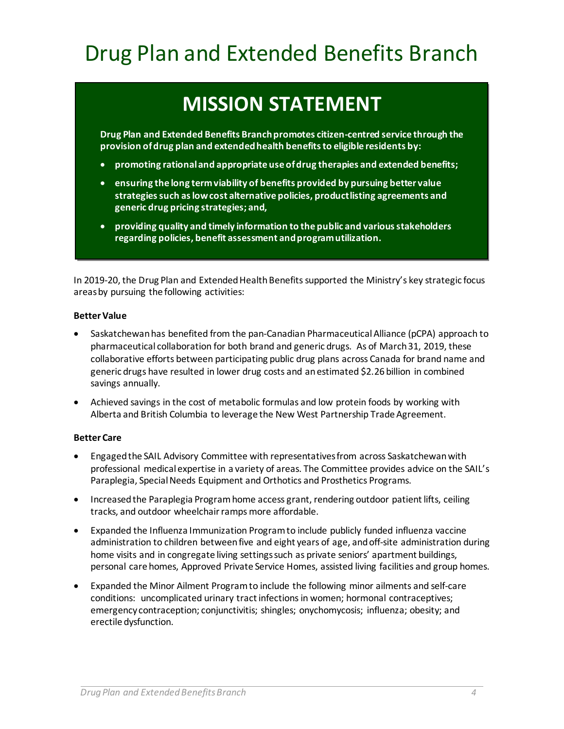# Drug Plan and Extended Benefits Branch

## MISSION STATEMENT

**Drug Plan and Extended Benefits Branch promotes citizen-centred service through the provision of drug plan and extended health benefits to eligible residents by:**

- **promoting rational and appropriate use of drug therapies and extended benefits;**
- **ensuring the long term viability of benefits provided by pursuing better value strategies such as low cost alternative policies, product listing agreements and generic drug pricing strategies; and,**
- **providing quality and timely information to the public and various stakeholders regarding policies, benefit assessment and program utilization.**

In 2019-20, the Drug Plan and Extended Health Benefits supported the Ministry's key strategic focus areas by pursuing the following activities:

**Better Value**

- Saskatchewan has benefited from the pan-Canadian Pharmaceutical Alliance (pCPA) approach to pharmaceutical collaboration for both brand and generic drugs. As of March 31, 2019, these collaborative efforts between participating public drug plans across Canada for brand name and generic drugs have resulted in lower drug costs and an estimated $2.26 billion in combined savings annually.
- Achieved savings in the cost of metabolic formulas and low protein foods by working with Alberta and British Columbia to leverage the New West Partnership Trade Agreement.

**Better Care**

- Engaged the SAIL Advisory Committee with representatives from across Saskatchewan with professional medical expertise in a variety of areas. The Committee provides advice on the SAIL's Paraplegia, Special Needs Equipment and Orthotics and Prosthetics Programs.
- Increased the Paraplegia Program home access grant, rendering outdoor patient lifts, ceiling tracks, and outdoor wheelchair ramps more affordable.
- Expanded the Influenza Immunization Program to include publicly funded influenza vaccine administration to children between five and eight years of age, and off-site administration during home visits and in congregate living settings such as private seniors' apartment buildings, personal care homes, Approved Private Service Homes, assisted living facilities and group homes.
- Expanded the Minor Ailment Program to include the following minor ailments and self-care conditions: uncomplicated urinary tract infections in women; hormonal contraceptives; emergency contraception; conjunctivitis; shingles; onychomycosis; influenza; obesity; and erectile dysfunction.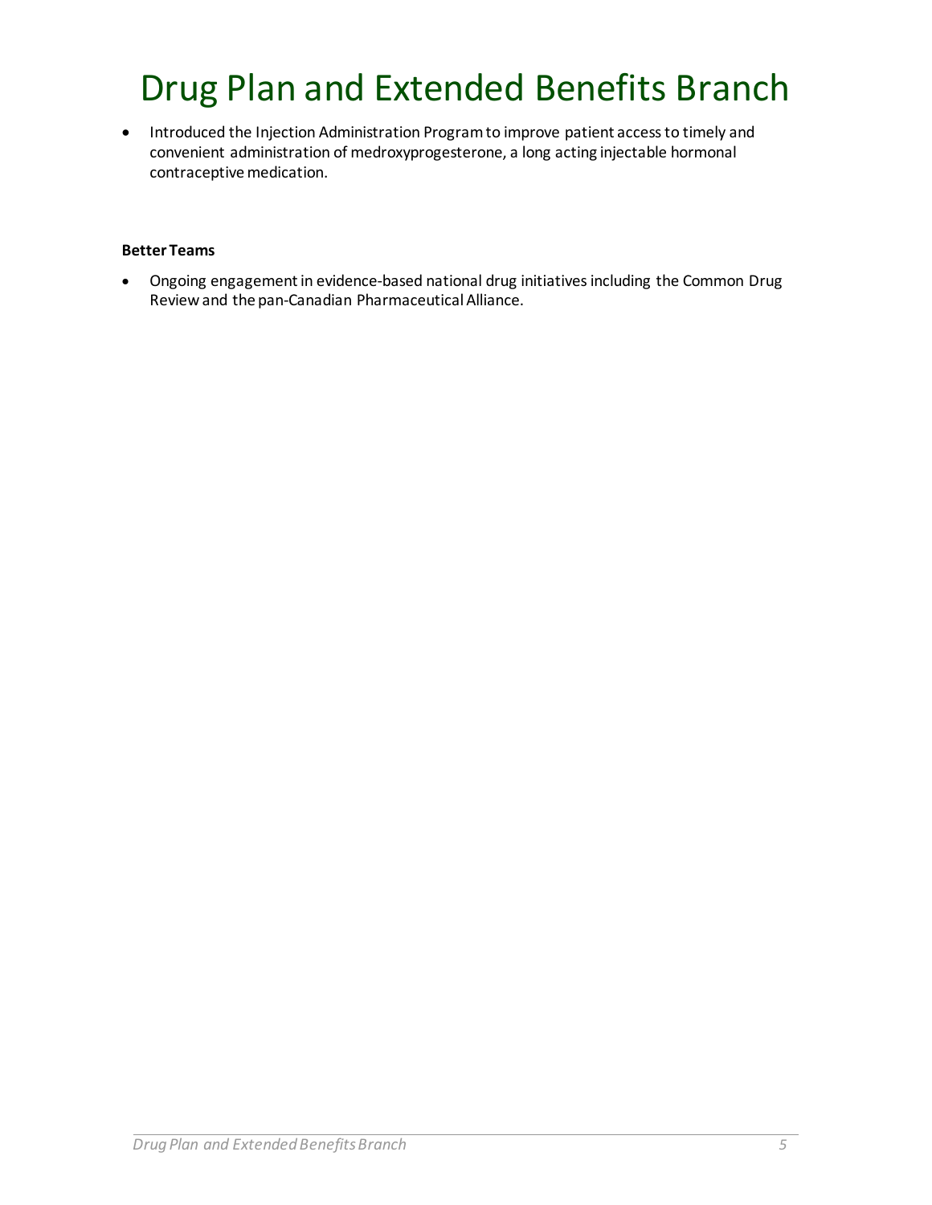# Drug Plan and Extended Benefits Branch

- Introduced the Injection Administration Program to improve patient access to timely and convenient administration of medroxyprogesterone, a long acting injectable hormonal contraceptive medication.

**Better Teams**

- Ongoing engagement in evidence-based national drug initiatives including the Common Drug Review and the pan-Canadian Pharmaceutical Alliance.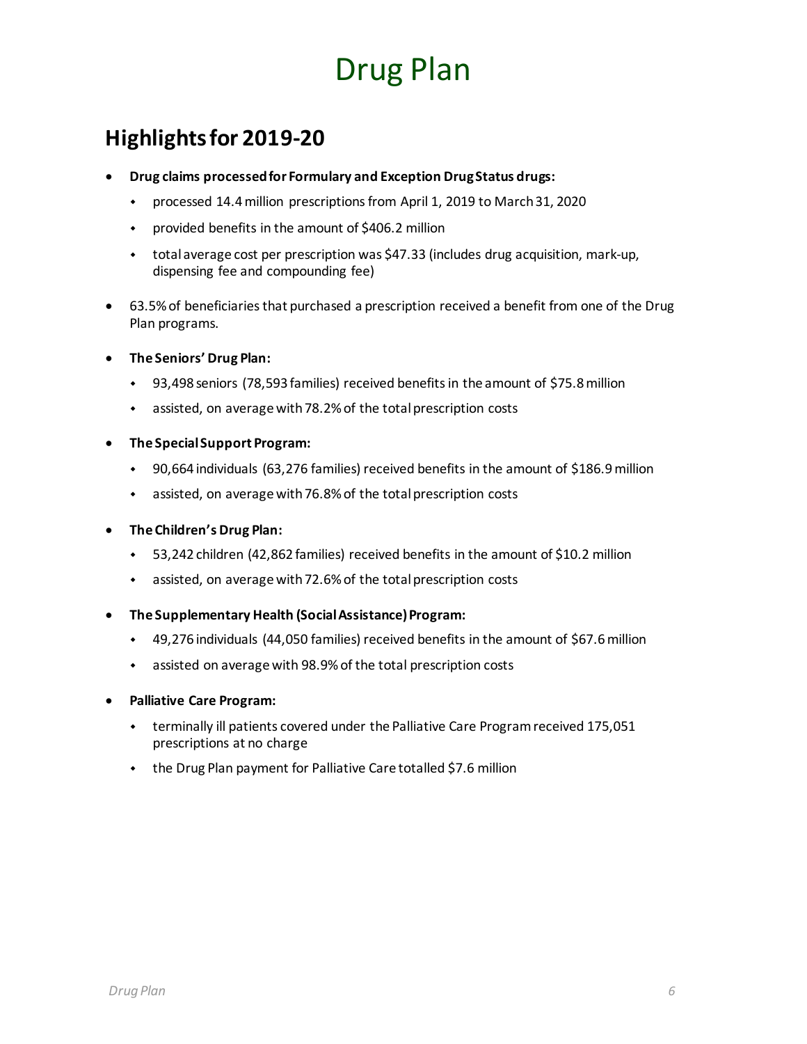# Drug Plan

## Highlights for 2019-20

- **Drug claims processed for Formulary and Exception Drug Status drugs:**
    - processed 14.4 million prescriptions from April 1, 2019 to March 31, 2020
    - provided benefits in the amount of $406.2 million
    - total average cost per prescription was $47.33 (includes drug acquisition, mark-up, dispensing fee and compounding fee)
- 63.5% of beneficiaries that purchased a prescription received a benefit from one of the Drug Plan programs.
- **The Seniors' Drug Plan:**
    - 93,498 seniors (78,593 families) received benefits in the amount of $75.8 million
    - assisted, on average with 78.2% of the total prescription costs
- **The Special Support Program:**
    - 90,664 individuals (63,276 families) received benefits in the amount of $186.9 million
    - assisted, on average with 76.8% of the total prescription costs
- **The Children's Drug Plan:**
    - 53,242 children (42,862 families) received benefits in the amount of $10.2 million
    - assisted, on average with 72.6% of the total prescription costs
- **The Supplementary Health (Social Assistance) Program:**
    - 49,276 individuals (44,050 families) received benefits in the amount of $67.6 million
    - assisted on average with 98.9% of the total prescription costs
- **Palliative Care Program:**
    - terminally ill patients covered under the Palliative Care Program received 175,051 prescriptions at no charge
    - the Drug Plan payment for Palliative Care totalled $7.6 million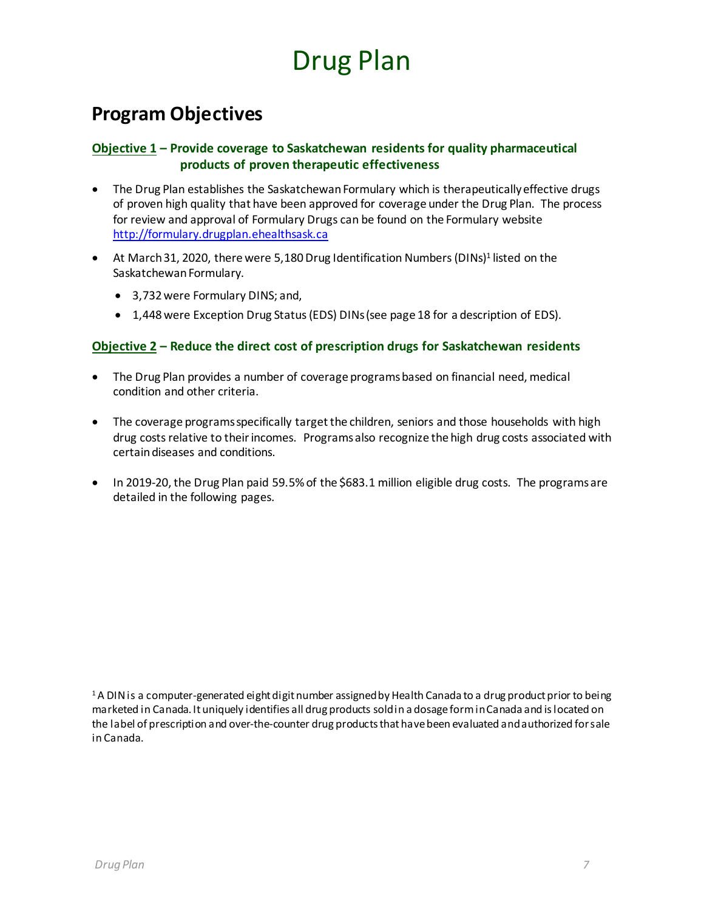# Drug Plan

## Program Objectives

**Objective 1 – Provide coverage to Saskatchewan residents for quality pharmaceutical products of proven therapeutic effectiveness**

- The Drug Plan establishes the Saskatchewan Formulary which is therapeutically effective drugs of proven high quality that have been approved for coverage under the Drug Plan. The process for review and approval of Formulary Drugs can be found on the Formulary website [http://formulary.drugplan.ehealthsask.ca](http://formulary.drugplan.ehealthsask.ca)
- At March 31, 2020, there were 5,180 Drug Identification Numbers (DINs)[1] listed on the Saskatchewan Formulary.
  - 3,732 were Formulary DINS; and,
  - 1,448 were Exception Drug Status (EDS) DINs (see page 18 for a description of EDS).

**Objective 2 – Reduce the direct cost of prescription drugs for Saskatchewan residents**

- The Drug Plan provides a number of coverage programs based on financial need, medical condition and other criteria.
- The coverage programs specifically target the children, seniors and those households with high drug costs relative to their incomes. Programs also recognize the high drug costs associated with certain diseases and conditions.
- In 2019-20, the Drug Plan paid 59.5% of the $683.1 million eligible drug costs. The programs are detailed in the following pages.

[1] A DIN is a computer-generated eight digit number assigned by Health Canada to a drug product prior to being marketed in Canada. It uniquely identifies all drug products sold in a dosage form in Canada and is located on the label of prescription and over-the-counter drug products that have been evaluated and authorized for sale in Canada.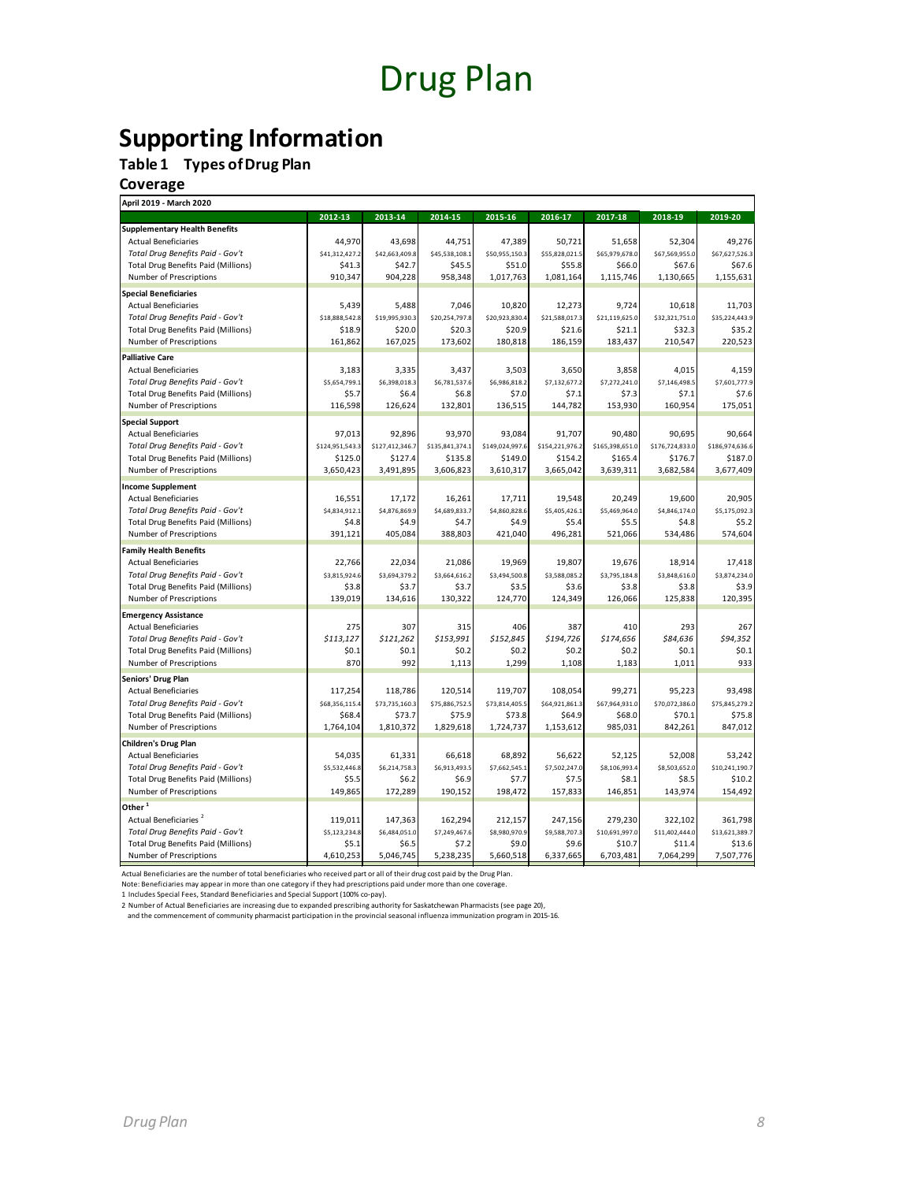# Drug Plan

## Supporting Information

### Table 1 Types of Drug Plan Coverage

| April 2019 - March 2020 | 2012-13 | 2013-14 | 2014-15 | 2015-16 | 2016-17 | 2017-18 | 2018-19 | 2019-20 |
|---|---|---|---|---|---|---|---|---|
| **Supplementary Health Benefits** | | | | | | | | |
| Actual Beneficiaries | 44,970 | 43,698 | 44,751 | 47,389 | 50,721 | 51,658 | 52,304 | 49,276 |
| *Total Drug Benefits Paid - Gov't* | $41,312,427.2 | $42,663,409.8 | $45,538,108.1 | $50,955,150.3 | $55,828,021.5 | $65,979,678.0 | $67,569,955.0 | $67,627,526.3 |
| Total Drug Benefits Paid (Millions) | $41.3 | $42.7 | $45.5 | $51.0 | $55.8 | $66.0 | $67.6 | $67.6 |
| Number of Prescriptions | 910,347 | 904,228 | 958,348 | 1,017,763 | 1,081,164 | 1,115,746 | 1,130,665 | 1,155,631 |
| **Special Beneficiaries** | | | | | | | | |
| Actual Beneficiaries | 5,439 | 5,488 | 7,046 | 10,820 | 12,273 | 9,724 | 10,618 | 11,703 |
| *Total Drug Benefits Paid - Gov't* | $18,888,542.8 | $19,995,930.3 | $20,254,797.8 | $20,923,830.4 | $21,588,017.3 | $21,119,625.0 | $32,321,751.0 | $35,224,443.9 |
| Total Drug Benefits Paid (Millions) | $18.9 | $20.0 | $20.3 | $20.9 | $21.6 | $21.1 | $32.3 | $35.2 |
| Number of Prescriptions | 161,862 | 167,025 | 173,602 | 180,818 | 186,159 | 183,437 | 210,547 | 220,523 |
| **Palliative Care** | | | | | | | | |
| Actual Beneficiaries | 3,183 | 3,335 | 3,437 | 3,503 | 3,650 | 3,858 | 4,015 | 4,159 |
| *Total Drug Benefits Paid - Gov't* | $5,654,799.1 | $6,398,018.3 | $6,781,537.6 | $6,986,818.2 | $7,132,677.2 | $7,272,241.0 | $7,146,498.5 | $7,601,777.9 |
| Total Drug Benefits Paid (Millions) | $5.7 | $6.4 | $6.8 | $7.0 | $7.1 | $7.3 | $7.1 | $7.6 |
| Number of Prescriptions | 116,598 | 126,624 | 132,801 | 136,515 | 144,782 | 153,930 | 160,954 | 175,051 |
| **Special Support** | | | | | | | | |
| Actual Beneficiaries | 97,013 | 92,896 | 93,970 | 93,084 | 91,707 | 90,480 | 90,695 | 90,664 |
| *Total Drug Benefits Paid - Gov't* | $124,951,543.3 | $127,412,346.7 | $135,841,374.1 | $149,024,997.6 | $154,221,976.2 | $165,398,651.0 | $176,724,833.0 | $186,974,636.6 |
| Total Drug Benefits Paid (Millions) | $125.0 | $127.4 | $135.8 | $149.0 | $154.2 | $165.4 | $176.7 | $187.0 |
| Number of Prescriptions | 3,650,423 | 3,491,895 | 3,606,823 | 3,610,317 | 3,665,042 | 3,639,311 | 3,682,584 | 3,677,409 |
| **Income Supplement** | | | | | | | | |
| Actual Beneficiaries | 16,551 | 17,172 | 16,261 | 17,711 | 19,548 | 20,249 | 19,600 | 20,905 |
| *Total Drug Benefits Paid - Gov't* | $4,834,912.1 | $4,876,869.9 | $4,689,833.7 | $4,860,828.6 | $5,405,426.1 | $5,469,964.0 | $4,846,174.0 | $5,175,092.3 |
| Total Drug Benefits Paid (Millions) | $4.8 | $4.9 | $4.7 | $4.9 | $5.4 | $5.5 | $4.8 | $5.2 |
| Number of Prescriptions | 391,121 | 405,084 | 388,803 | 421,040 | 496,281 | 521,066 | 534,486 | 574,604 |
| **Family Health Benefits** | | | | | | | | |
| Actual Beneficiaries | 22,766 | 22,034 | 21,086 | 19,969 | 19,807 | 19,676 | 18,914 | 17,418 |
| *Total Drug Benefits Paid - Gov't* | $3,815,924.6 | $3,694,379.2 | $3,664,616.2 | $3,494,500.8 | $3,588,085.2 | $3,795,184.8 | $3,848,616.0 | $3,874,234.0 |
| Total Drug Benefits Paid (Millions) | $3.8 | $3.7 | $3.7 | $3.5 | $3.6 | $3.8 | $3.8 | $3.9 |
| Number of Prescriptions | 139,019 | 134,616 | 130,322 | 124,770 | 124,349 | 126,066 | 125,838 | 120,395 |
| **Emergency Assistance** | | | | | | | | |
| Actual Beneficiaries | 275 | 307 | 315 | 406 | 387 | 410 | 293 | 267 |
| *Total Drug Benefits Paid - Gov't* | *$113,127* | *$121,262* | *$153,991* | *$152,845* | *$194,726* | *$174,656* | *$84,636* | *$94,352* |
| Total Drug Benefits Paid (Millions) | $0.1 | $0.1 | $0.2 | $0.2 | $0.2 | $0.2 | $0.1 | $0.1 |
| Number of Prescriptions | 870 | 992 | 1,113 | 1,299 | 1,108 | 1,183 | 1,011 | 933 |
| **Seniors' Drug Plan** | | | | | | | | |
| Actual Beneficiaries | 117,254 | 118,786 | 120,514 | 119,707 | 108,054 | 99,271 | 95,223 | 93,498 |
| *Total Drug Benefits Paid - Gov't* | $68,356,115.4 | $73,735,160.3 | $75,886,752.5 | $73,814,405.5 | $64,921,861.3 | $67,964,931.0 | $70,072,386.0 | $75,845,279.2 |
| Total Drug Benefits Paid (Millions) | $68.4 | $73.7 | $75.9 | $73.8 | $64.9 | $68.0 | $70.1 | $75.8 |
| Number of Prescriptions | 1,764,104 | 1,810,372 | 1,829,618 | 1,724,737 | 1,153,612 | 985,031 | 842,261 | 847,012 |
| **Children's Drug Plan** | | | | | | | | |
| Actual Beneficiaries | 54,035 | 61,331 | 66,618 | 68,892 | 56,622 | 52,125 | 52,008 | 53,242 |
| *Total Drug Benefits Paid - Gov't* | $5,532,446.8 | $6,214,758.3 | $6,913,493.5 | $7,662,545.1 | $7,502,247.0 | $8,106,993.4 | $8,503,652.0 | $10,241,190.7 |
| Total Drug Benefits Paid (Millions) | $5.5 | $6.2 | $6.9 | $7.7 | $7.5 | $8.1 | $8.5 | $10.2 |
| Number of Prescriptions | 149,865 | 172,289 | 190,152 | 198,472 | 157,833 | 146,851 | 143,974 | 154,492 |
| **Other [1]** | | | | | | | | |
| Actual Beneficiaries [2] | 119,011 | 147,363 | 162,294 | 212,157 | 247,156 | 279,230 | 322,102 | 361,798 |
| *Total Drug Benefits Paid - Gov't* | $5,123,234.8 | $6,484,051.0 | $7,249,467.6 | $8,980,970.9 | $9,588,707.3 | $10,691,997.0 | $11,402,444.0 | $13,621,389.7 |
| Total Drug Benefits Paid (Millions) | $5.1 | $6.5 | $7.2 | $9.0 | $9.6 | $10.7 | $11.4 | $13.6 |
| Number of Prescriptions | 4,610,253 | 5,046,745 | 5,238,235 | 5,660,518 | 6,337,665 | 6,703,481 | 7,064,299 | 7,507,776 |

Actual Beneficiaries are the number of total beneficiaries who received part or all of their drug cost paid by the Drug Plan.

Note: Beneficiaries may appear in more than one category if they had prescriptions paid under more than one coverage.

1 Includes Special Fees, Standard Beneficiaries and Special Support (100% co-pay).

2 Number of Actual Beneficiaries are increasing due to expanded prescribing authority for Saskatchewan Pharmacists (see page 20), and the commencement of community pharmacist participation in the provincial seasonal influenza immunization program in 2015-16.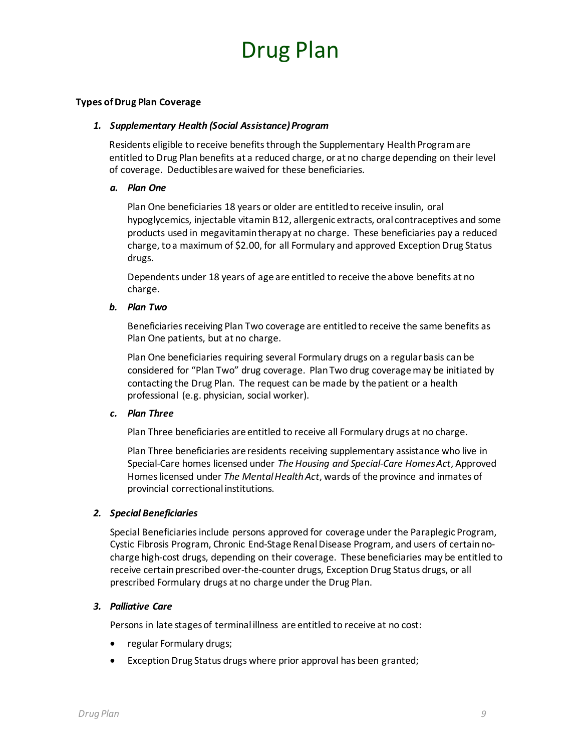# Drug Plan

**Types of Drug Plan Coverage**

1. ***Supplementary Health (Social Assistance) Program***

   Residents eligible to receive benefits through the Supplementary Health Program are entitled to Drug Plan benefits at a reduced charge, or at no charge depending on their level of coverage. Deductibles are waived for these beneficiaries.

   a. ***Plan One***

      Plan One beneficiaries 18 years or older are entitled to receive insulin, oral hypoglycemics, injectable vitamin B12, allergenic extracts, oral contraceptives and some products used in megavitamin therapy at no charge. These beneficiaries pay a reduced charge, to a maximum of $2.00, for all Formulary and approved Exception Drug Status drugs.

      Dependents under 18 years of age are entitled to receive the above benefits at no charge.

   b. ***Plan Two***

      Beneficiaries receiving Plan Two coverage are entitled to receive the same benefits as Plan One patients, but at no charge.

      Plan One beneficiaries requiring several Formulary drugs on a regular basis can be considered for "Plan Two" drug coverage. Plan Two drug coverage may be initiated by contacting the Drug Plan. The request can be made by the patient or a health professional (e.g. physician, social worker).

   c. ***Plan Three***

      Plan Three beneficiaries are entitled to receive all Formulary drugs at no charge.

      Plan Three beneficiaries are residents receiving supplementary assistance who live in Special-Care homes licensed under *The Housing and Special-Care Homes Act*, Approved Homes licensed under *The Mental Health Act*, wards of the province and inmates of provincial correctional institutions.

2. ***Special Beneficiaries***

   Special Beneficiaries include persons approved for coverage under the Paraplegic Program, Cystic Fibrosis Program, Chronic End-Stage Renal Disease Program, and users of certain no-charge high-cost drugs, depending on their coverage. These beneficiaries may be entitled to receive certain prescribed over-the-counter drugs, Exception Drug Status drugs, or all prescribed Formulary drugs at no charge under the Drug Plan.

3. ***Palliative Care***

   Persons in late stages of terminal illness are entitled to receive at no cost:

   - regular Formulary drugs;
   - Exception Drug Status drugs where prior approval has been granted;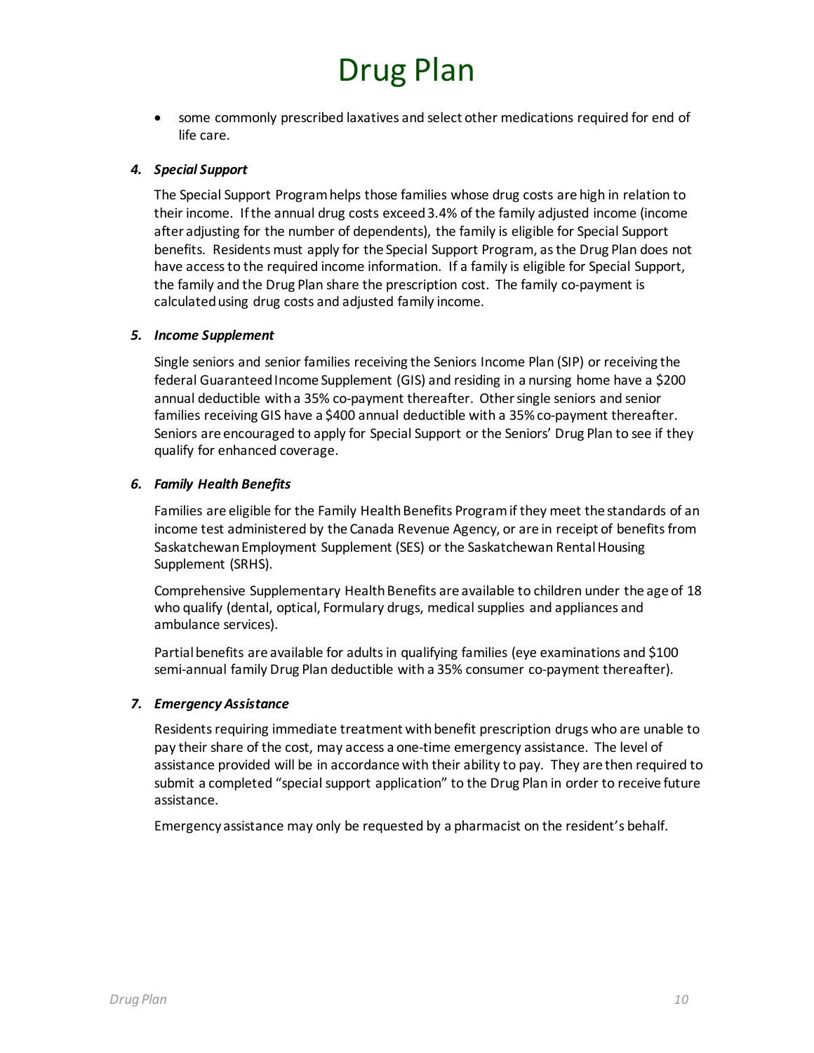# Drug Plan

- some commonly prescribed laxatives and select other medications required for end of life care.

### *4. Special Support*

The Special Support Program helps those families whose drug costs are high in relation to their income. If the annual drug costs exceed 3.4% of the family adjusted income (income after adjusting for the number of dependents), the family is eligible for Special Support benefits. Residents must apply for the Special Support Program, as the Drug Plan does not have access to the required income information. If a family is eligible for Special Support, the family and the Drug Plan share the prescription cost. The family co-payment is calculated using drug costs and adjusted family income.

### *5. Income Supplement*

Single seniors and senior families receiving the Seniors Income Plan (SIP) or receiving the federal Guaranteed Income Supplement (GIS) and residing in a nursing home have a $200 annual deductible with a 35% co-payment thereafter. Other single seniors and senior families receiving GIS have a $400 annual deductible with a 35% co-payment thereafter. Seniors are encouraged to apply for Special Support or the Seniors' Drug Plan to see if they qualify for enhanced coverage.

### *6. Family Health Benefits*

Families are eligible for the Family Health Benefits Program if they meet the standards of an income test administered by the Canada Revenue Agency, or are in receipt of benefits from Saskatchewan Employment Supplement (SES) or the Saskatchewan Rental Housing Supplement (SRHS).

Comprehensive Supplementary Health Benefits are available to children under the age of 18 who qualify (dental, optical, Formulary drugs, medical supplies and appliances and ambulance services).

Partial benefits are available for adults in qualifying families (eye examinations and $100 semi-annual family Drug Plan deductible with a 35% consumer co-payment thereafter).

### *7. Emergency Assistance*

Residents requiring immediate treatment with benefit prescription drugs who are unable to pay their share of the cost, may access a one-time emergency assistance. The level of assistance provided will be in accordance with their ability to pay. They are then required to submit a completed "special support application" to the Drug Plan in order to receive future assistance.

Emergency assistance may only be requested by a pharmacist on the resident's behalf.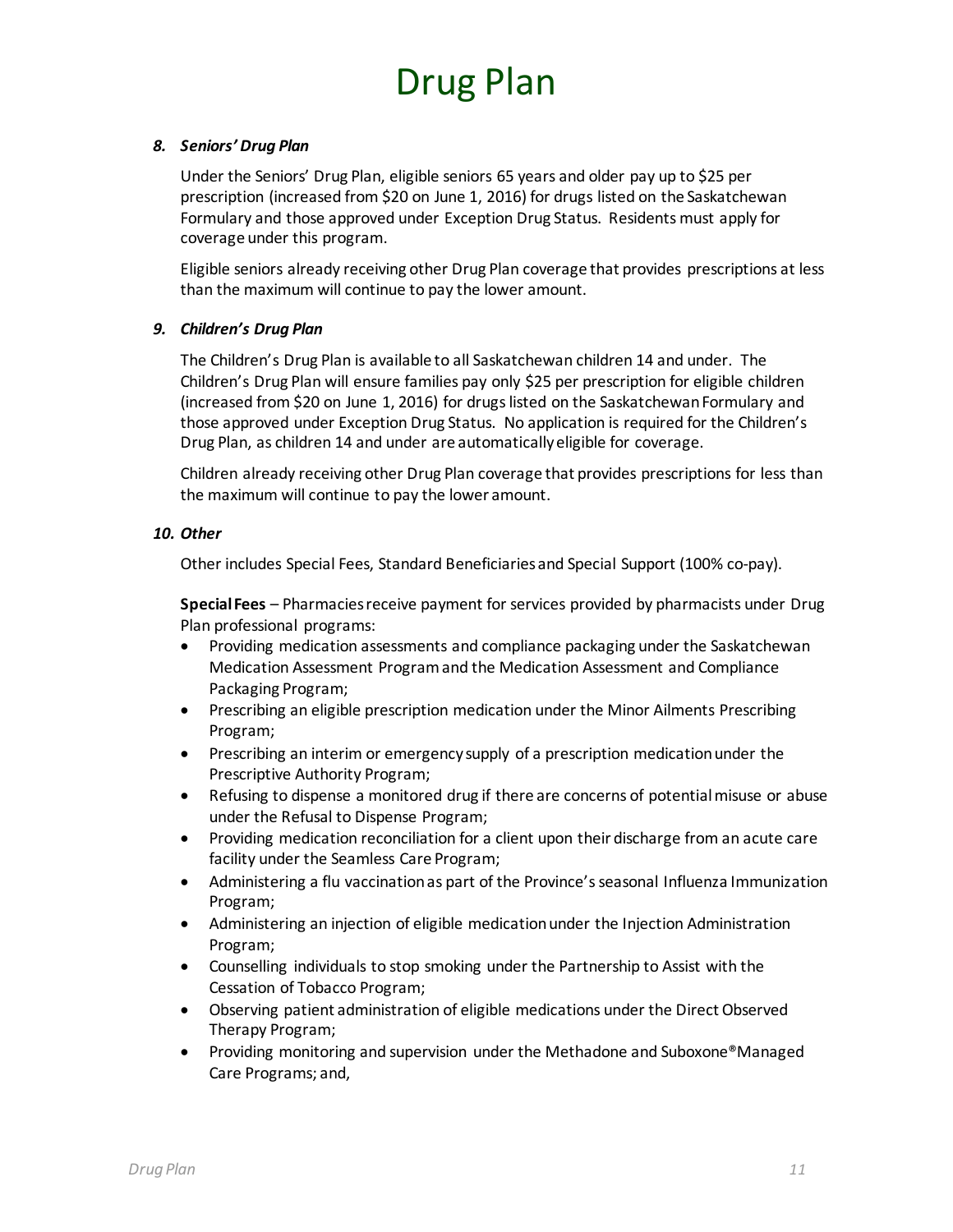# Drug Plan

### *8. Seniors' Drug Plan*

Under the Seniors' Drug Plan, eligible seniors 65 years and older pay up to $25 per prescription (increased from $20 on June 1, 2016) for drugs listed on the Saskatchewan Formulary and those approved under Exception Drug Status. Residents must apply for coverage under this program.

Eligible seniors already receiving other Drug Plan coverage that provides prescriptions at less than the maximum will continue to pay the lower amount.

### *9. Children's Drug Plan*

The Children's Drug Plan is available to all Saskatchewan children 14 and under. The Children's Drug Plan will ensure families pay only $25 per prescription for eligible children (increased from $20 on June 1, 2016) for drugs listed on the Saskatchewan Formulary and those approved under Exception Drug Status. No application is required for the Children's Drug Plan, as children 14 and under are automatically eligible for coverage.

Children already receiving other Drug Plan coverage that provides prescriptions for less than the maximum will continue to pay the lower amount.

### *10. Other*

Other includes Special Fees, Standard Beneficiaries and Special Support (100% co-pay).

**Special Fees** – Pharmacies receive payment for services provided by pharmacists under Drug Plan professional programs:

- Providing medication assessments and compliance packaging under the Saskatchewan Medication Assessment Program and the Medication Assessment and Compliance Packaging Program;
- Prescribing an eligible prescription medication under the Minor Ailments Prescribing Program;
- Prescribing an interim or emergency supply of a prescription medication under the Prescriptive Authority Program;
- Refusing to dispense a monitored drug if there are concerns of potential misuse or abuse under the Refusal to Dispense Program;
- Providing medication reconciliation for a client upon their discharge from an acute care facility under the Seamless Care Program;
- Administering a flu vaccination as part of the Province's seasonal Influenza Immunization Program;
- Administering an injection of eligible medication under the Injection Administration Program;
- Counselling individuals to stop smoking under the Partnership to Assist with the Cessation of Tobacco Program;
- Observing patient administration of eligible medications under the Direct Observed Therapy Program;
- Providing monitoring and supervision under the Methadone and Suboxone® Managed Care Programs; and,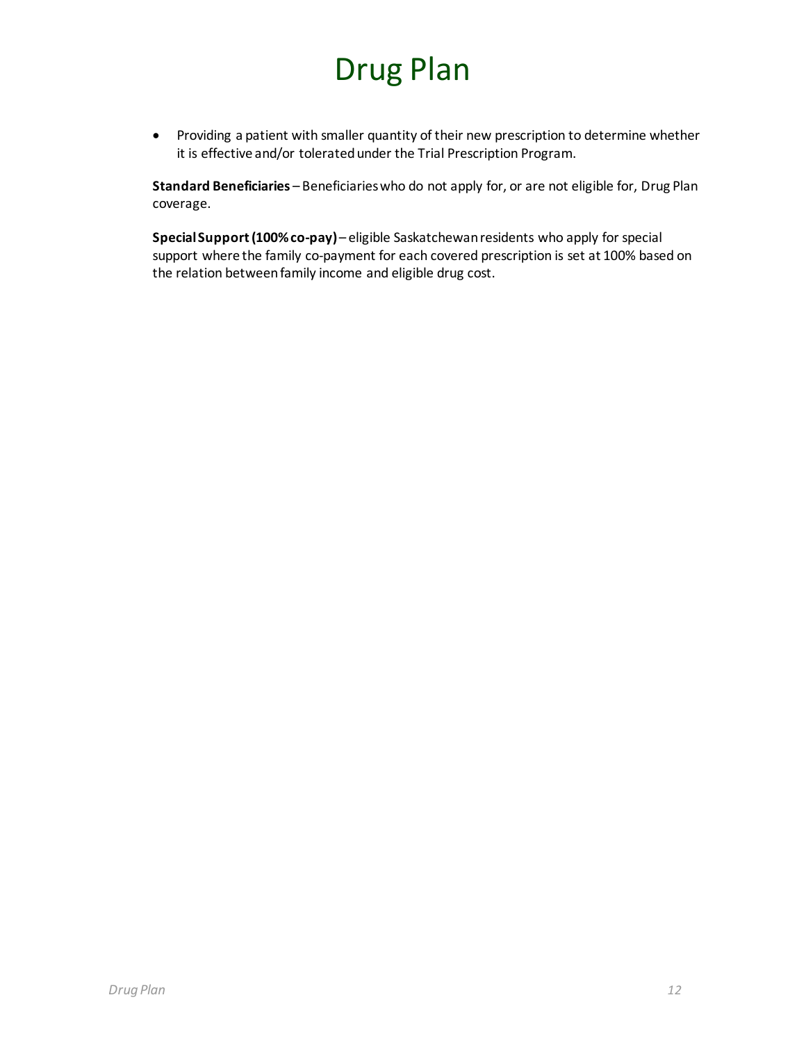- Providing a patient with smaller quantity of their new prescription to determine whether it is effective and/or tolerated under the Trial Prescription Program.

**Standard Beneficiaries** – Beneficiaries who do not apply for, or are not eligible for, Drug Plan coverage.

**Special Support (100% co-pay)** – eligible Saskatchewan residents who apply for special support where the family co-payment for each covered prescription is set at 100% based on the relation between family income and eligible drug cost.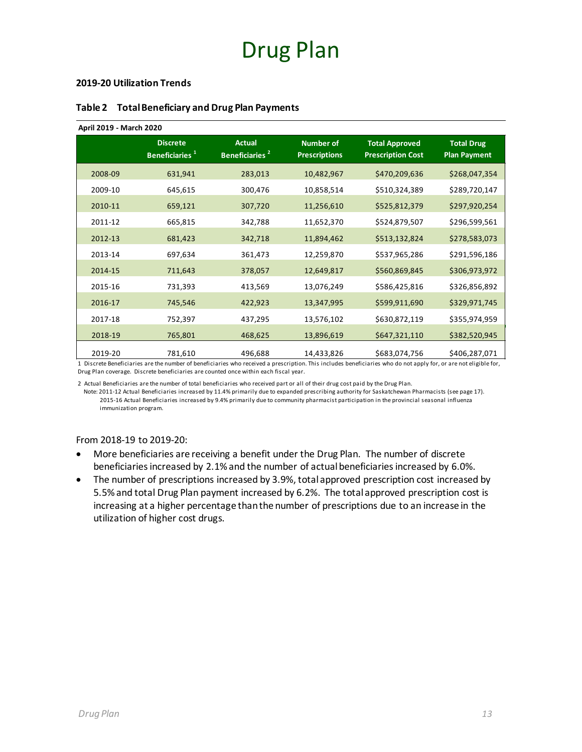# Drug Plan

**2019-20 Utilization Trends**

**Table 2 Total Beneficiary and Drug Plan Payments**

**April 2019 - March 2020**

| | Discrete Beneficiaries [1] | Actual Beneficiaries [2] | Number of Prescriptions | Total Approved Prescription Cost | Total Drug Plan Payment |
|---|---|---|---|---|---|
| 2008-09 | 631,941 | 283,013 | 10,482,967 | $470,209,636 | $268,047,354 |
| 2009-10 | 645,615 | 300,476 | 10,858,514 | $510,324,389 | $289,720,147 |
| 2010-11 | 659,121 | 307,720 | 11,256,610 | $525,812,379 | $297,920,254 |
| 2011-12 | 665,815 | 342,788 | 11,652,370 | $524,879,507 | $296,599,561 |
| 2012-13 | 681,423 | 342,718 | 11,894,462 | $513,132,824 | $278,583,073 |
| 2013-14 | 697,634 | 361,473 | 12,259,870 | $537,965,286 | $291,596,186 |
| 2014-15 | 711,643 | 378,057 | 12,649,817 | $560,869,845 | $306,973,972 |
| 2015-16 | 731,393 | 413,569 | 13,076,249 | $586,425,816 | $326,856,892 |
| 2016-17 | 745,546 | 422,923 | 13,347,995 | $599,911,690 | $329,971,745 |
| 2017-18 | 752,397 | 437,295 | 13,576,102 | $630,872,119 | $355,974,959 |
| 2018-19 | 765,801 | 468,625 | 13,896,619 | $647,321,110 | $382,520,945 |
| 2019-20 | 781,610 | 496,688 | 14,433,826 | $683,074,756 | $406,287,071 |

1 Discrete Beneficiaries are the number of beneficiaries who received a prescription. This includes beneficiaries who do not apply for, or are not eligible for, Drug Plan coverage. Discrete beneficiaries are counted once within each fiscal year.

2 Actual Beneficiaries are the number of total beneficiaries who received part or all of their drug cost paid by the Drug Plan.
Note: 2011-12 Actual Beneficiaries increased by 11.4% primarily due to expanded prescribing authority for Saskatchewan Pharmacists (see page 17).
2015-16 Actual Beneficiaries increased by 9.4% primarily due to community pharmacist participation in the provincial seasonal influenza immunization program.

From 2018-19 to 2019-20:

- More beneficiaries are receiving a benefit under the Drug Plan. The number of discrete beneficiaries increased by 2.1% and the number of actual beneficiaries increased by 6.0%.
- The number of prescriptions increased by 3.9%, total approved prescription cost increased by 5.5% and total Drug Plan payment increased by 6.2%. The total approved prescription cost is increasing at a higher percentage than the number of prescriptions due to an increase in the utilization of higher cost drugs.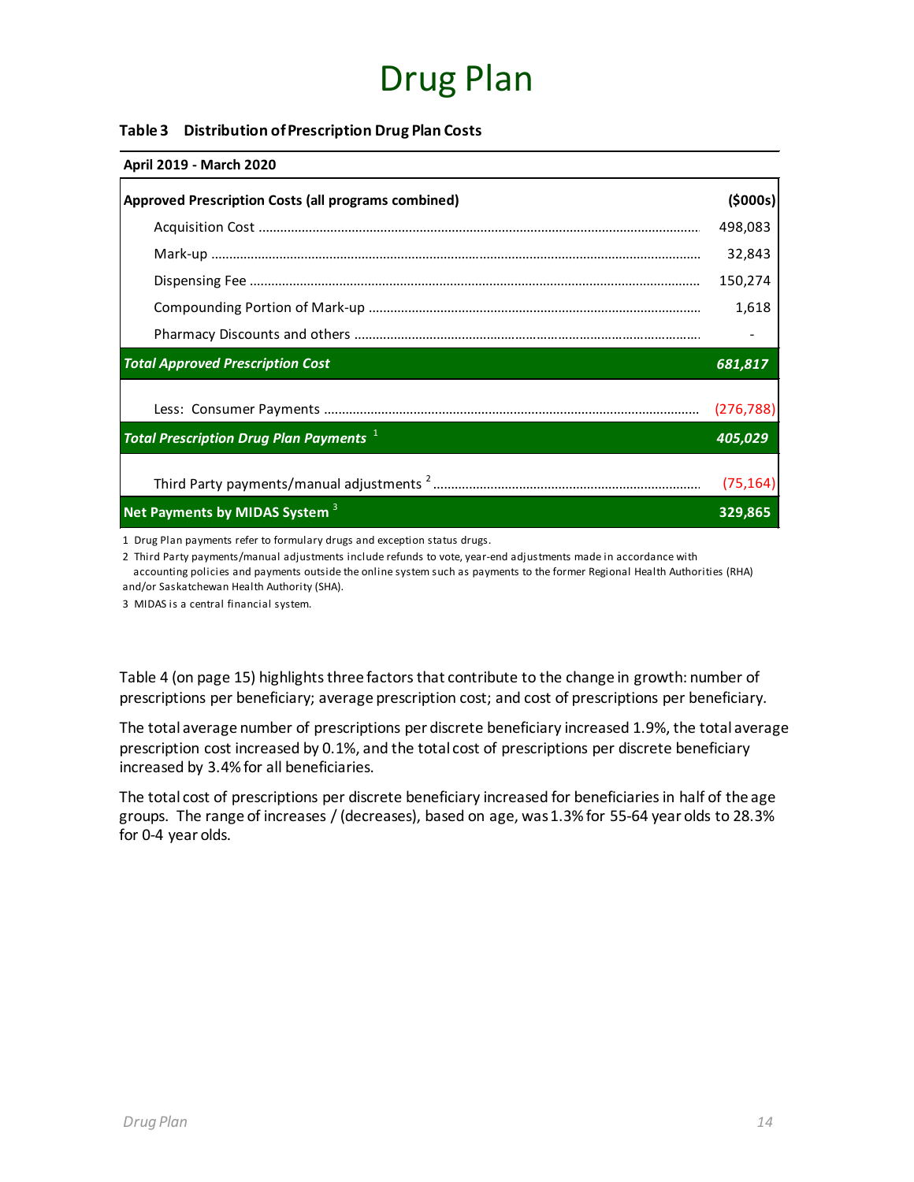# Drug Plan

**Table 3 Distribution of Prescription Drug Plan Costs**

**April 2019 - March 2020**

| **Approved Prescription Costs (all programs combined)** | **($000s)** |
|---|---|
| Acquisition Cost | 498,083 |
| Mark-up | 32,843 |
| Dispensing Fee | 150,274 |
| Compounding Portion of Mark-up | 1,618 |
| Pharmacy Discounts and others | - |
| ***Total Approved Prescription Cost*** | ***681,817*** |
| Less: Consumer Payments | (276,788) |
| ***Total Prescription Drug Plan Payments*** [1] | ***405,029*** |
| Third Party payments/manual adjustments [2] | (75,164) |
| **Net Payments by MIDAS System** [3] | **329,865** |

1 Drug Plan payments refer to formulary drugs and exception status drugs.

2 Third Party payments/manual adjustments include refunds to vote, year-end adjustments made in accordance with accounting policies and payments outside the online system such as payments to the former Regional Health Authorities (RHA) and/or Saskatchewan Health Authority (SHA).

3 MIDAS is a central financial system.

Table 4 (on page 15) highlights three factors that contribute to the change in growth: number of prescriptions per beneficiary; average prescription cost; and cost of prescriptions per beneficiary.

The total average number of prescriptions per discrete beneficiary increased 1.9%, the total average prescription cost increased by 0.1%, and the total cost of prescriptions per discrete beneficiary increased by 3.4% for all beneficiaries.

The total cost of prescriptions per discrete beneficiary increased for beneficiaries in half of the age groups. The range of increases / (decreases), based on age, was 1.3% for 55-64 year olds to 28.3% for 0-4 year olds.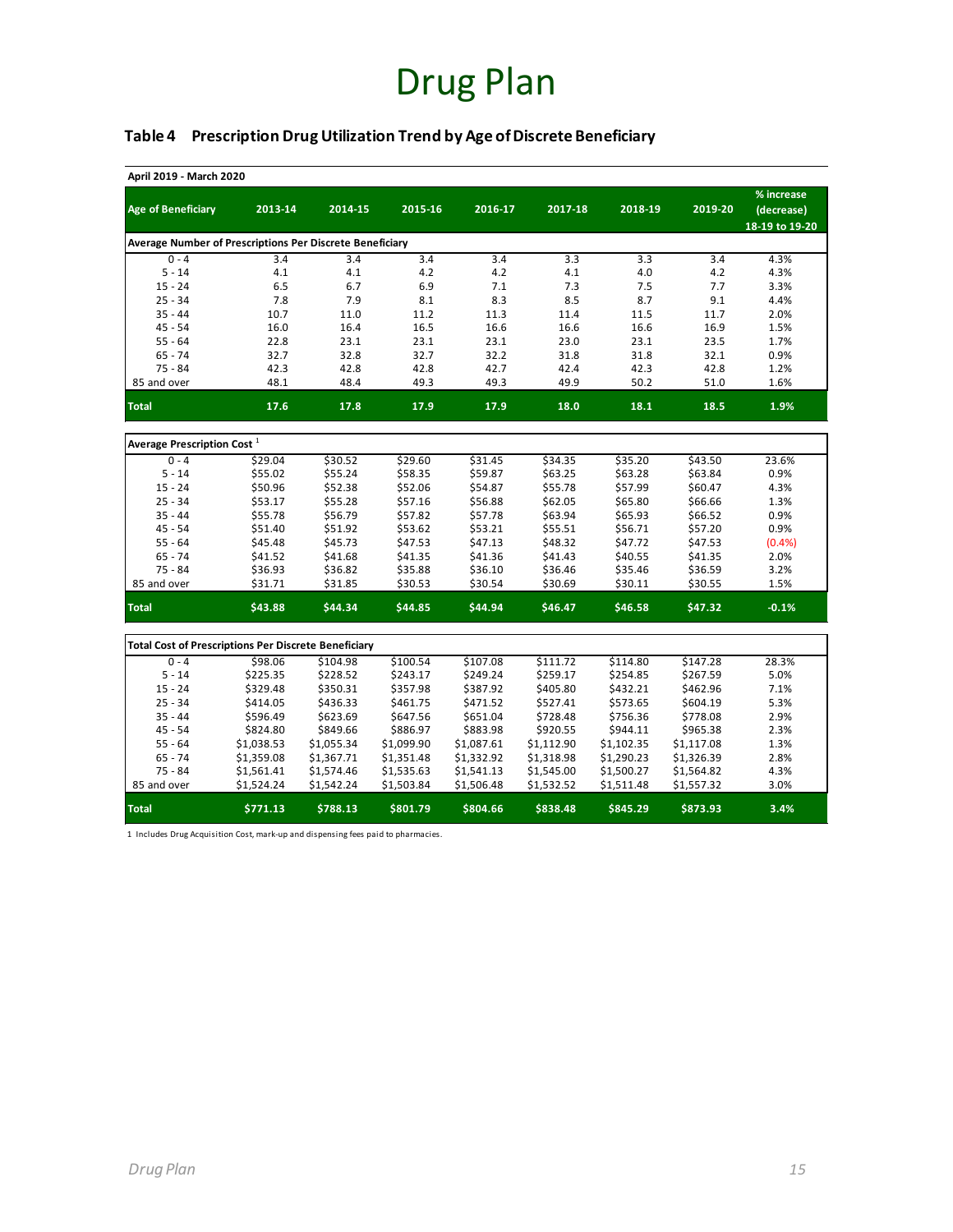# Drug Plan

## Table 4 Prescription Drug Utilization Trend by Age of Discrete Beneficiary

April 2019 - March 2020

| Age of Beneficiary | 2013-14 | 2014-15 | 2015-16 | 2016-17 | 2017-18 | 2018-19 | 2019-20 | % increase (decrease) 18-19 to 19-20 |
|---|---|---|---|---|---|---|---|---|
| **Average Number of Prescriptions Per Discrete Beneficiary** | | | | | | | | |
| 0 - 4 | 3.4 | 3.4 | 3.4 | 3.4 | 3.3 | 3.3 | 3.4 | 4.3% |
| 5 - 14 | 4.1 | 4.1 | 4.2 | 4.2 | 4.1 | 4.0 | 4.2 | 4.3% |
| 15 - 24 | 6.5 | 6.7 | 6.9 | 7.1 | 7.3 | 7.5 | 7.7 | 3.3% |
| 25 - 34 | 7.8 | 7.9 | 8.1 | 8.3 | 8.5 | 8.7 | 9.1 | 4.4% |
| 35 - 44 | 10.7 | 11.0 | 11.2 | 11.3 | 11.4 | 11.5 | 11.7 | 2.0% |
| 45 - 54 | 16.0 | 16.4 | 16.5 | 16.6 | 16.6 | 16.6 | 16.9 | 1.5% |
| 55 - 64 | 22.8 | 23.1 | 23.1 | 23.1 | 23.0 | 23.1 | 23.5 | 1.7% |
| 65 - 74 | 32.7 | 32.8 | 32.7 | 32.2 | 31.8 | 31.8 | 32.1 | 0.9% |
| 75 - 84 | 42.3 | 42.8 | 42.8 | 42.7 | 42.4 | 42.3 | 42.8 | 1.2% |
| 85 and over | 48.1 | 48.4 | 49.3 | 49.3 | 49.9 | 50.2 | 51.0 | 1.6% |
| **Total** | **17.6** | **17.8** | **17.9** | **17.9** | **18.0** | **18.1** | **18.5** | **1.9%** |
| **Average Prescription Cost [1]** | | | | | | | | |
| 0 - 4 | $29.04 | $30.52 | $29.60 | $31.45 | $34.35 | $35.20 | $43.50 | 23.6% |
| 5 - 14 | $55.02 | $55.24 | $58.35 | $59.87 | $63.25 | $63.28 | $63.84 | 0.9% |
| 15 - 24 | $50.96 | $52.38 | $52.06 | $54.87 | $55.78 | $57.99 | $60.47 | 4.3% |
| 25 - 34 | $53.17 | $55.28 | $57.16 | $56.88 | $62.05 | $65.80 | $66.66 | 1.3% |
| 35 - 44 | $55.78 | $56.79 | $57.82 | $57.78 | $63.94 | $65.93 | $66.52 | 0.9% |
| 45 - 54 | $51.40 | $51.92 | $53.62 | $53.21 | $55.51 | $56.71 | $57.20 | 0.9% |
| 55 - 64 | $45.48 | $45.73 | $47.53 | $47.13 | $48.32 | $47.72 | $47.53 | (0.4%) |
| 65 - 74 | $41.52 | $41.68 | $41.35 | $41.36 | $41.43 | $40.55 | $41.35 | 2.0% |
| 75 - 84 | $36.93 | $36.82 | $35.88 | $36.10 | $36.46 | $35.46 | $36.59 | 3.2% |
| 85 and over | $31.71 | $31.85 | $30.53 | $30.54 | $30.69 | $30.11 | $30.55 | 1.5% |
| **Total** | **$43.88** | **$44.34** | **$44.85** | **$44.94** | **$46.47** | **$46.58** | **$47.32** | **-0.1%** |
| **Total Cost of Prescriptions Per Discrete Beneficiary** | | | | | | | | |
| 0 - 4 | $98.06 | $104.98 | $100.54 | $107.08 | $111.72 | $114.80 | $147.28 | 28.3% |
| 5 - 14 | $225.35 | $228.52 | $243.17 | $249.24 | $259.17 | $254.85 | $267.59 | 5.0% |
| 15 - 24 | $329.48 | $350.31 | $357.98 | $387.92 | $405.80 | $432.21 | $462.96 | 7.1% |
| 25 - 34 | $414.05 | $436.33 | $461.75 | $471.52 | $527.41 | $573.65 | $604.19 | 5.3% |
| 35 - 44 | $596.49 | $623.69 | $647.56 | $651.04 | $728.48 | $756.36 | $778.08 | 2.9% |
| 45 - 54 | $824.80 | $849.66 | $886.97 | $883.98 | $920.55 | $944.11 | $965.38 | 2.3% |
| 55 - 64 | $1,038.53 | $1,055.34 | $1,099.90 | $1,087.61 | $1,112.90 | $1,102.35 | $1,117.08 | 1.3% |
| 65 - 74 | $1,359.08 | $1,367.71 | $1,351.48 | $1,332.92 | $1,318.98 | $1,290.23 | $1,326.39 | 2.8% |
| 75 - 84 | $1,561.41 | $1,574.46 | $1,535.63 | $1,541.13 | $1,545.00 | $1,500.27 | $1,564.82 | 4.3% |
| 85 and over | $1,524.24 | $1,542.24 | $1,503.84 | $1,506.48 | $1,532.52 | $1,511.48 | $1,557.32 | 3.0% |
| **Total** | **$771.13** | **$788.13** | **$801.79** | **$804.66** | **$838.48** | **$845.29** | **$873.93** | **3.4%** |

1 Includes Drug Acquisition Cost, mark-up and dispensing fees paid to pharmacies.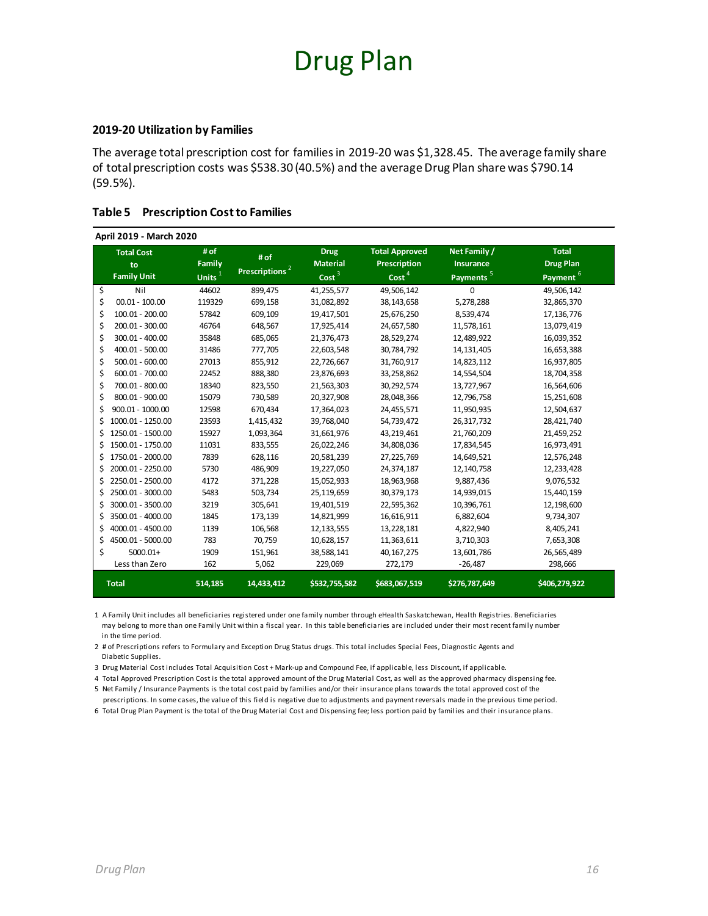# Drug Plan

### 2019-20 Utilization by Families

The average total prescription cost for families in 2019-20 was $1,328.45. The average family share of total prescription costs was $538.30 (40.5%) and the average Drug Plan share was $790.14 (59.5%).

### Table 5 Prescription Cost to Families

**April 2019 - March 2020**

| Total Cost to Family Unit | # of Family Units [1] | # of Prescriptions [2] | Drug Material Cost [3] | Total Approved Prescription Cost [4] | Net Family / Insurance Payments [5] | Total Drug Plan Payment [6] |
|---|---|---|---|---|---|---|
| $ Nil | 44602 | 899,475 | 41,255,577 | 49,506,142 | 0 | 49,506,142 |
| $ 00.01 - 100.00 | 119329 | 699,158 | 31,082,892 | 38,143,658 | 5,278,288 | 32,865,370 |
| $ 100.01 - 200.00 | 57842 | 609,109 | 19,417,501 | 25,676,250 | 8,539,474 | 17,136,776 |
| $ 200.01 - 300.00 | 46764 | 648,567 | 17,925,414 | 24,657,580 | 11,578,161 | 13,079,419 |
| $ 300.01 - 400.00 | 35848 | 685,065 | 21,376,473 | 28,529,274 | 12,489,922 | 16,039,352 |
| $ 400.01 - 500.00 | 31486 | 777,705 | 22,603,548 | 30,784,792 | 14,131,405 | 16,653,388 |
| $ 500.01 - 600.00 | 27013 | 855,912 | 22,726,667 | 31,760,917 | 14,823,112 | 16,937,805 |
| $ 600.01 - 700.00 | 22452 | 888,380 | 23,876,693 | 33,258,862 | 14,554,504 | 18,704,358 |
| $ 700.01 - 800.00 | 18340 | 823,550 | 21,563,303 | 30,292,574 | 13,727,967 | 16,564,606 |
| $ 800.01 - 900.00 | 15079 | 730,589 | 20,327,908 | 28,048,366 | 12,796,758 | 15,251,608 |
| $ 900.01 - 1000.00 | 12598 | 670,434 | 17,364,023 | 24,455,571 | 11,950,935 | 12,504,637 |
| $ 1000.01 - 1250.00 | 23593 | 1,415,432 | 39,768,040 | 54,739,472 | 26,317,732 | 28,421,740 |
| $ 1250.01 - 1500.00 | 15927 | 1,093,364 | 31,661,976 | 43,219,461 | 21,760,209 | 21,459,252 |
| $ 1500.01 - 1750.00 | 11031 | 833,555 | 26,022,246 | 34,808,036 | 17,834,545 | 16,973,491 |
| $ 1750.01 - 2000.00 | 7839 | 628,116 | 20,581,239 | 27,225,769 | 14,649,521 | 12,576,248 |
| $ 2000.01 - 2250.00 | 5730 | 486,909 | 19,227,050 | 24,374,187 | 12,140,758 | 12,233,428 |
| $ 2250.01 - 2500.00 | 4172 | 371,228 | 15,052,933 | 18,963,968 | 9,887,436 | 9,076,532 |
| $ 2500.01 - 3000.00 | 5483 | 503,734 | 25,119,659 | 30,379,173 | 14,939,015 | 15,440,159 |
| $ 3000.01 - 3500.00 | 3219 | 305,641 | 19,401,519 | 22,595,362 | 10,396,761 | 12,198,600 |
| $ 3500.01 - 4000.00 | 1845 | 173,139 | 14,821,999 | 16,616,911 | 6,882,604 | 9,734,307 |
| $ 4000.01 - 4500.00 | 1139 | 106,568 | 12,133,555 | 13,228,181 | 4,822,940 | 8,405,241 |
| $ 4500.01 - 5000.00 | 783 | 70,759 | 10,628,157 | 11,363,611 | 3,710,303 | 7,653,308 |
| $ 5000.01+ | 1909 | 151,961 | 38,588,141 | 40,167,275 | 13,601,786 | 26,565,489 |
| Less than Zero | 162 | 5,062 | 229,069 | 272,179 | -26,487 | 298,666 |
| **Total** | **514,185** | **14,433,412** | **$532,755,582** | **$683,067,519** | **$276,787,649** | **$406,279,922** |

1 A Family Unit includes all beneficiaries registered under one family number through eHealth Saskatchewan, Health Registries. Beneficiaries may belong to more than one Family Unit within a fiscal year. In this table beneficiaries are included under their most recent family number in the time period.

2 # of Prescriptions refers to Formulary and Exception Drug Status drugs. This total includes Special Fees, Diagnostic Agents and Diabetic Supplies.

3 Drug Material Cost includes Total Acquisition Cost + Mark-up and Compound Fee, if applicable, less Discount, if applicable.

4 Total Approved Prescription Cost is the total approved amount of the Drug Material Cost, as well as the approved pharmacy dispensing fee.

5 Net Family / Insurance Payments is the total cost paid by families and/or their insurance plans towards the total approved cost of the prescriptions. In some cases, the value of this field is negative due to adjustments and payment reversals made in the previous time period.

6 Total Drug Plan Payment is the total of the Drug Material Cost and Dispensing fee; less portion paid by families and their insurance plans.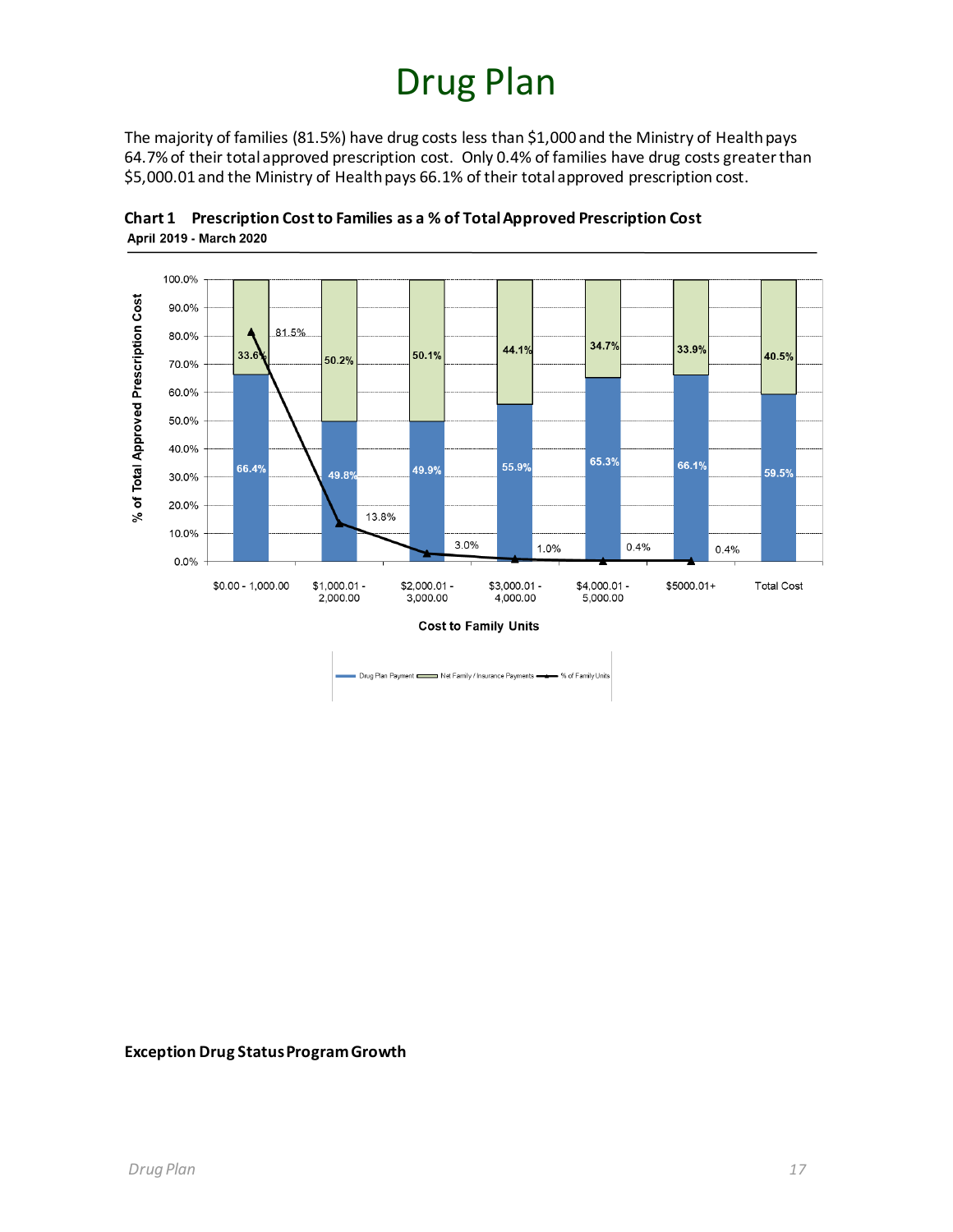# Drug Plan

The majority of families (81.5%) have drug costs less than $1,000 and the Ministry of Health pays 64.7% of their total approved prescription cost. Only 0.4% of families have drug costs greater than $5,000.01 and the Ministry of Health pays 66.1% of their total approved prescription cost.

**Chart 1 Prescription Cost to Families as a % of Total Approved Prescription Cost**
**April 2019 - March 2020**

| Cost to Family Units | Drug Plan Payment | Net Family / Insurance Payments | % of Family Units |
|---|---|---|---|
| $0.00 - 1,000.00 | 66.4% | 33.6% | 81.5% |
| $1,000.01 - 2,000.00 | 49.8% | 50.2% | 13.8% |
| $2,000.01 - 3,000.00 | 49.9% | 50.1% | 3.0% |
| $3,000.01 - 4,000.00 | 55.9% | 44.1% | 1.0% |
| $4,000.01 - 5,000.00 | 65.3% | 34.7% | 0.4% |
| $5000.01+ | 66.1% | 33.9% | 0.4% |
| Total Cost | 59.5% | 40.5% | |

### Exception Drug Status Program Growth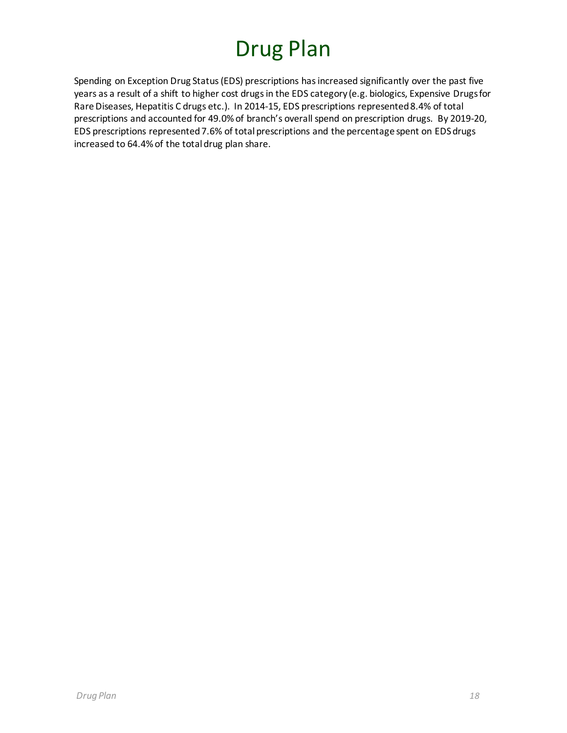# Drug Plan

Spending on Exception Drug Status (EDS) prescriptions has increased significantly over the past five years as a result of a shift to higher cost drugs in the EDS category (e.g. biologics, Expensive Drugs for Rare Diseases, Hepatitis C drugs etc.). In 2014-15, EDS prescriptions represented 8.4% of total prescriptions and accounted for 49.0% of branch's overall spend on prescription drugs. By 2019-20, EDS prescriptions represented 7.6% of total prescriptions and the percentage spent on EDS drugs increased to 64.4% of the total drug plan share.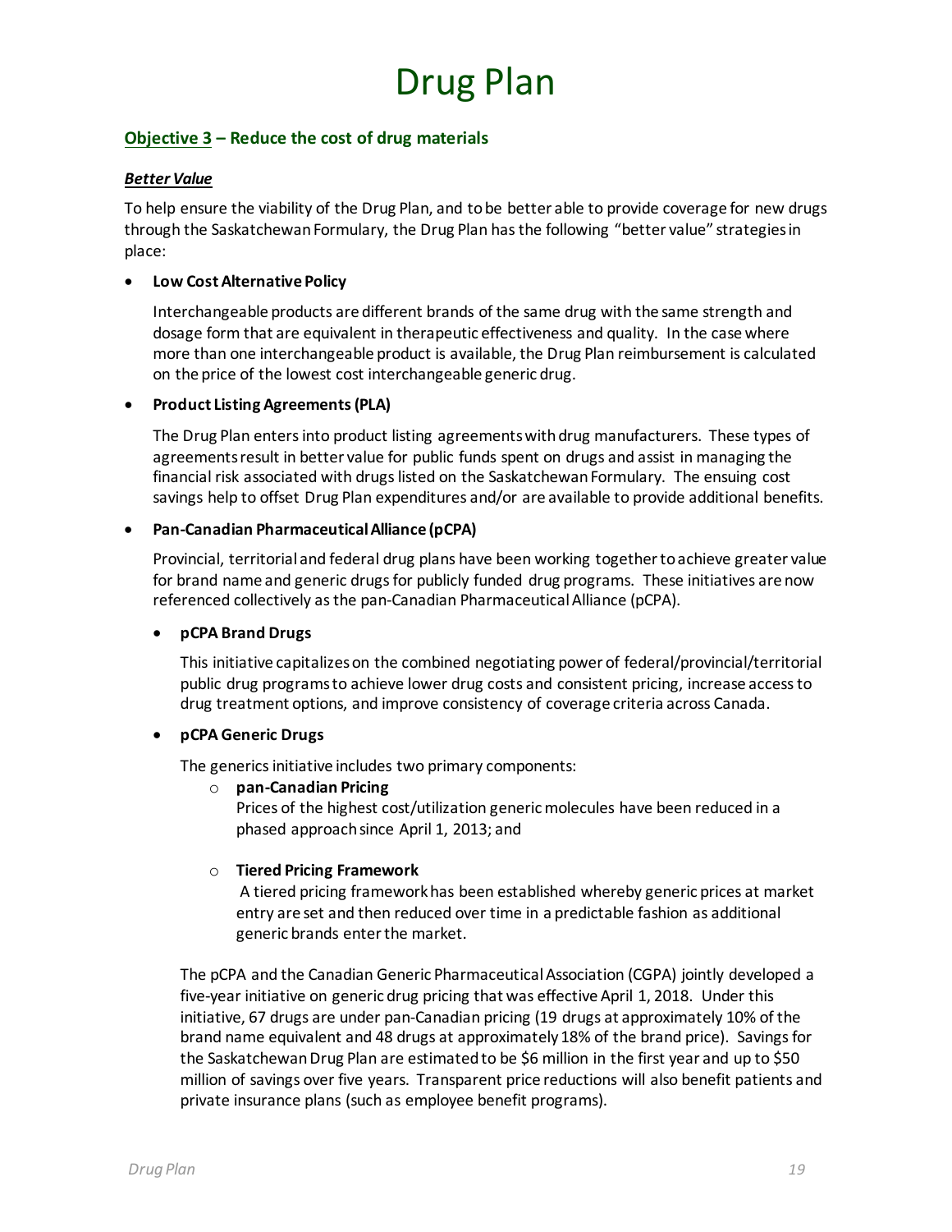# Drug Plan

**Objective 3 – Reduce the cost of drug materials**

***Better Value***

To help ensure the viability of the Drug Plan, and to be better able to provide coverage for new drugs through the Saskatchewan Formulary, the Drug Plan has the following "better value" strategies in place:

- **Low Cost Alternative Policy**

  Interchangeable products are different brands of the same drug with the same strength and dosage form that are equivalent in therapeutic effectiveness and quality. In the case where more than one interchangeable product is available, the Drug Plan reimbursement is calculated on the price of the lowest cost interchangeable generic drug.

- **Product Listing Agreements (PLA)**

  The Drug Plan enters into product listing agreements with drug manufacturers. These types of agreements result in better value for public funds spent on drugs and assist in managing the financial risk associated with drugs listed on the Saskatchewan Formulary. The ensuing cost savings help to offset Drug Plan expenditures and/or are available to provide additional benefits.

- **Pan-Canadian Pharmaceutical Alliance (pCPA)**

  Provincial, territorial and federal drug plans have been working together to achieve greater value for brand name and generic drugs for publicly funded drug programs. These initiatives are now referenced collectively as the pan-Canadian Pharmaceutical Alliance (pCPA).

  - **pCPA Brand Drugs**

    This initiative capitalizes on the combined negotiating power of federal/provincial/territorial public drug programs to achieve lower drug costs and consistent pricing, increase access to drug treatment options, and improve consistency of coverage criteria across Canada.

  - **pCPA Generic Drugs**

    The generics initiative includes two primary components:

    - **pan-Canadian Pricing**
      Prices of the highest cost/utilization generic molecules have been reduced in a phased approach since April 1, 2013; and

    - **Tiered Pricing Framework**
      A tiered pricing framework has been established whereby generic prices at market entry are set and then reduced over time in a predictable fashion as additional generic brands enter the market.

    The pCPA and the Canadian Generic Pharmaceutical Association (CGPA) jointly developed a five-year initiative on generic drug pricing that was effective April 1, 2018. Under this initiative, 67 drugs are under pan-Canadian pricing (19 drugs at approximately 10% of the brand name equivalent and 48 drugs at approximately 18% of the brand price). Savings for the Saskatchewan Drug Plan are estimated to be $6 million in the first year and up to $50 million of savings over five years. Transparent price reductions will also benefit patients and private insurance plans (such as employee benefit programs).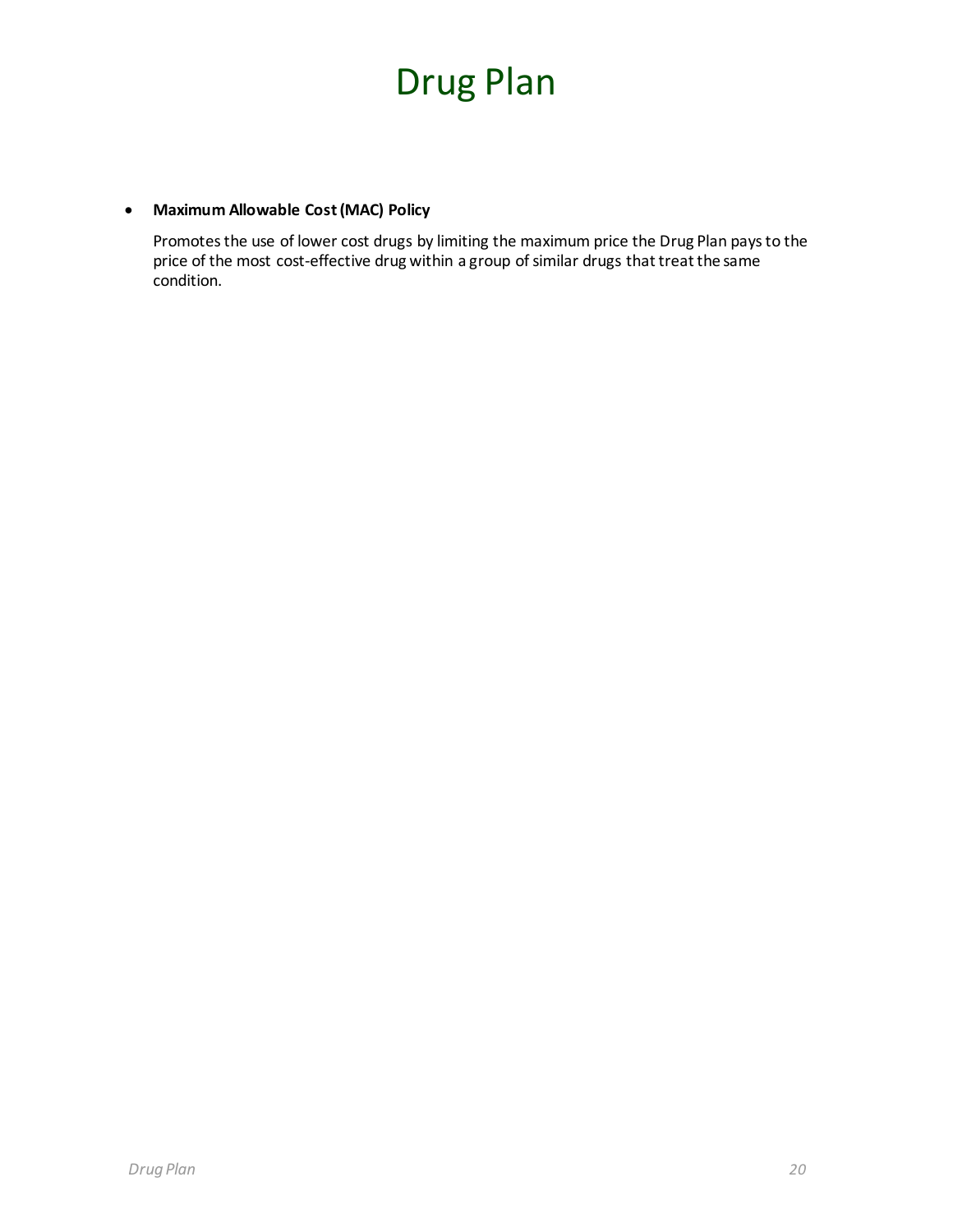# Drug Plan

- **Maximum Allowable Cost (MAC) Policy**

  Promotes the use of lower cost drugs by limiting the maximum price the Drug Plan pays to the price of the most cost-effective drug within a group of similar drugs that treat the same condition.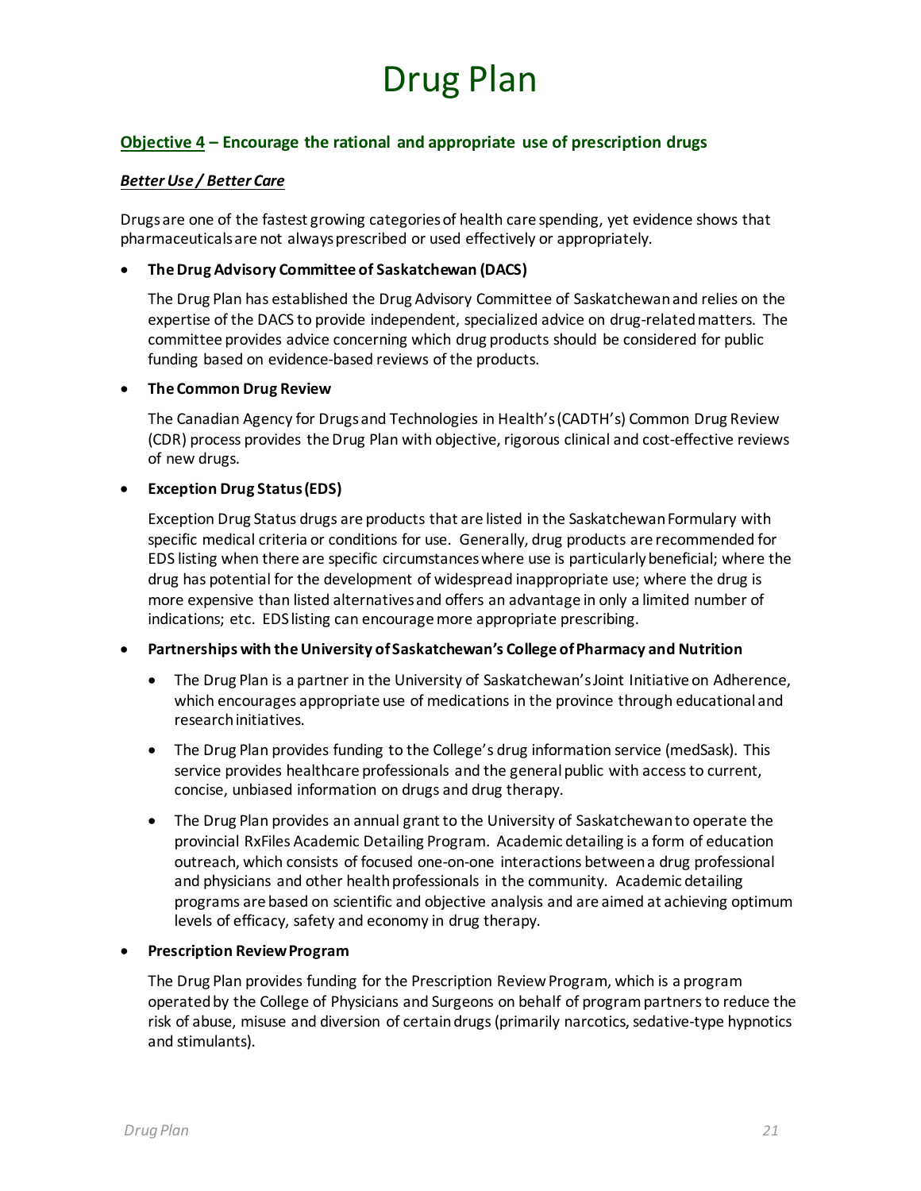# Drug Plan

## Objective 4 – Encourage the rational and appropriate use of prescription drugs

### *Better Use / Better Care*

Drugs are one of the fastest growing categories of health care spending, yet evidence shows that pharmaceuticals are not always prescribed or used effectively or appropriately.

- **The Drug Advisory Committee of Saskatchewan (DACS)**

  The Drug Plan has established the Drug Advisory Committee of Saskatchewan and relies on the expertise of the DACS to provide independent, specialized advice on drug-related matters. The committee provides advice concerning which drug products should be considered for public funding based on evidence-based reviews of the products.

- **The Common Drug Review**

  The Canadian Agency for Drugs and Technologies in Health's (CADTH's) Common Drug Review (CDR) process provides the Drug Plan with objective, rigorous clinical and cost-effective reviews of new drugs.

- **Exception Drug Status (EDS)**

  Exception Drug Status drugs are products that are listed in the Saskatchewan Formulary with specific medical criteria or conditions for use. Generally, drug products are recommended for EDS listing when there are specific circumstances where use is particularly beneficial; where the drug has potential for the development of widespread inappropriate use; where the drug is more expensive than listed alternatives and offers an advantage in only a limited number of indications; etc. EDS listing can encourage more appropriate prescribing.

- **Partnerships with the University of Saskatchewan's College of Pharmacy and Nutrition**

  - The Drug Plan is a partner in the University of Saskatchewan's Joint Initiative on Adherence, which encourages appropriate use of medications in the province through educational and research initiatives.
  - The Drug Plan provides funding to the College's drug information service (medSask). This service provides healthcare professionals and the general public with access to current, concise, unbiased information on drugs and drug therapy.
  - The Drug Plan provides an annual grant to the University of Saskatchewan to operate the provincial RxFiles Academic Detailing Program. Academic detailing is a form of education outreach, which consists of focused one-on-one interactions between a drug professional and physicians and other health professionals in the community. Academic detailing programs are based on scientific and objective analysis and are aimed at achieving optimum levels of efficacy, safety and economy in drug therapy.

- **Prescription Review Program**

  The Drug Plan provides funding for the Prescription Review Program, which is a program operated by the College of Physicians and Surgeons on behalf of program partners to reduce the risk of abuse, misuse and diversion of certain drugs (primarily narcotics, sedative-type hypnotics and stimulants).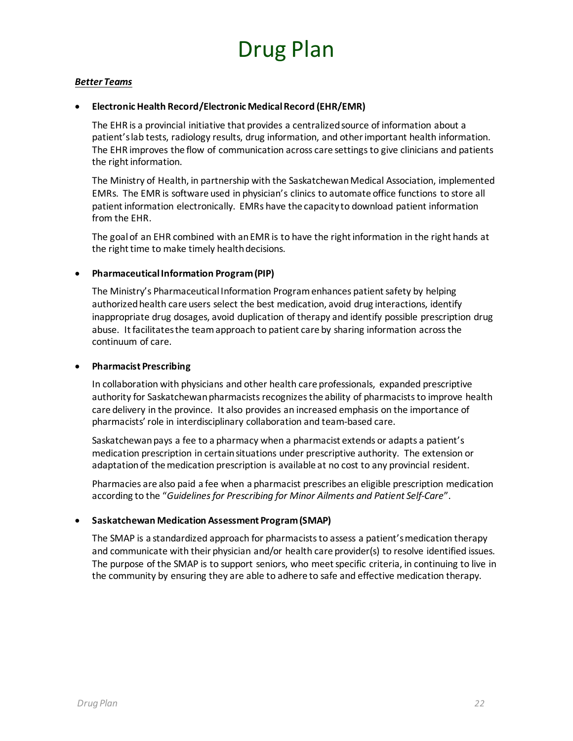# Drug Plan

***Better Teams***

- **Electronic Health Record/Electronic Medical Record (EHR/EMR)**

  The EHR is a provincial initiative that provides a centralized source of information about a patient's lab tests, radiology results, drug information, and other important health information. The EHR improves the flow of communication across care settings to give clinicians and patients the right information.

  The Ministry of Health, in partnership with the Saskatchewan Medical Association, implemented EMRs. The EMR is software used in physician's clinics to automate office functions to store all patient information electronically. EMRs have the capacity to download patient information from the EHR.

  The goal of an EHR combined with an EMR is to have the right information in the right hands at the right time to make timely health decisions.

- **Pharmaceutical Information Program (PIP)**

  The Ministry's Pharmaceutical Information Program enhances patient safety by helping authorized health care users select the best medication, avoid drug interactions, identify inappropriate drug dosages, avoid duplication of therapy and identify possible prescription drug abuse. It facilitates the team approach to patient care by sharing information across the continuum of care.

- **Pharmacist Prescribing**

  In collaboration with physicians and other health care professionals, expanded prescriptive authority for Saskatchewan pharmacists recognizes the ability of pharmacists to improve health care delivery in the province. It also provides an increased emphasis on the importance of pharmacists' role in interdisciplinary collaboration and team-based care.

  Saskatchewan pays a fee to a pharmacy when a pharmacist extends or adapts a patient's medication prescription in certain situations under prescriptive authority. The extension or adaptation of the medication prescription is available at no cost to any provincial resident.

  Pharmacies are also paid a fee when a pharmacist prescribes an eligible prescription medication according to the "*Guidelines for Prescribing for Minor Ailments and Patient Self-Care*".

- **Saskatchewan Medication Assessment Program (SMAP)**

  The SMAP is a standardized approach for pharmacists to assess a patient's medication therapy and communicate with their physician and/or health care provider(s) to resolve identified issues. The purpose of the SMAP is to support seniors, who meet specific criteria, in continuing to live in the community by ensuring they are able to adhere to safe and effective medication therapy.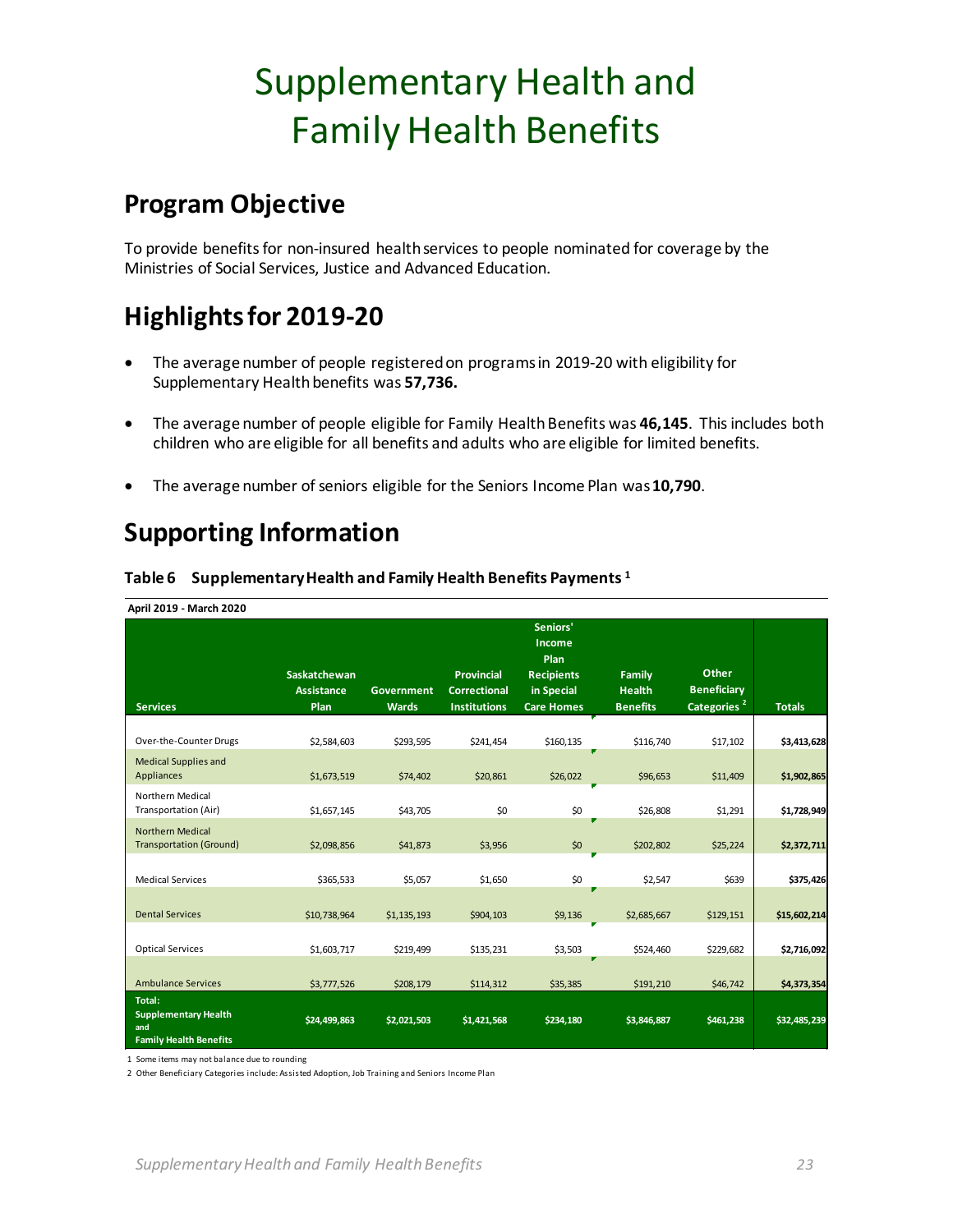# Supplementary Health and Family Health Benefits

## Program Objective

To provide benefits for non-insured health services to people nominated for coverage by the Ministries of Social Services, Justice and Advanced Education.

## Highlights for 2019-20

- The average number of people registered on programs in 2019-20 with eligibility for Supplementary Health benefits was **57,736.**
- The average number of people eligible for Family Health Benefits was **46,145**. This includes both children who are eligible for all benefits and adults who are eligible for limited benefits.
- The average number of seniors eligible for the Seniors Income Plan was **10,790**.

## Supporting Information

### Table 6 Supplementary Health and Family Health Benefits Payments [1]

**April 2019 - March 2020**

| Services | Saskatchewan Assistance Plan | Government Wards | Provincial Correctional Institutions | Seniors' Income Plan Recipients in Special Care Homes | Family Health Benefits | Other Beneficiary Categories [2] | Totals |
|---|---|---|---|---|---|---|---|
| Over-the-Counter Drugs | $2,584,603 | $293,595 | $241,454 | $160,135 | $116,740 | $17,102 | **$3,413,628** |
| Medical Supplies and Appliances | $1,673,519 | $74,402 | $20,861 | $26,022 | $96,653 | $11,409 | **$1,902,865** |
| Northern Medical Transportation (Air) | $1,657,145 | $43,705 | $0 | $0 | $26,808 | $1,291 | **$1,728,949** |
| Northern Medical Transportation (Ground) | $2,098,856 | $41,873 | $3,956 | $0 | $202,802 | $25,224 | **$2,372,711** |
| Medical Services | $365,533 | $5,057 | $1,650 | $0 | $2,547 | $639 | **$375,426** |
| Dental Services | $10,738,964 | $1,135,193 | $904,103 | $9,136 | $2,685,667 | $129,151 | **$15,602,214** |
| Optical Services | $1,603,717 | $219,499 | $135,231 | $3,503 | $524,460 | $229,682 | **$2,716,092** |
| Ambulance Services | $3,777,526 | $208,179 | $114,312 | $35,385 | $191,210 | $46,742 | **$4,373,354** |
| **Total: Supplementary Health and Family Health Benefits** | **$24,499,863** | **$2,021,503** | **$1,421,568** | **$234,180** | **$3,846,887** | **$461,238** | **$32,485,239** |

1 Some items may not balance due to rounding

2 Other Beneficiary Categories include: Assisted Adoption, Job Training and Seniors Income Plan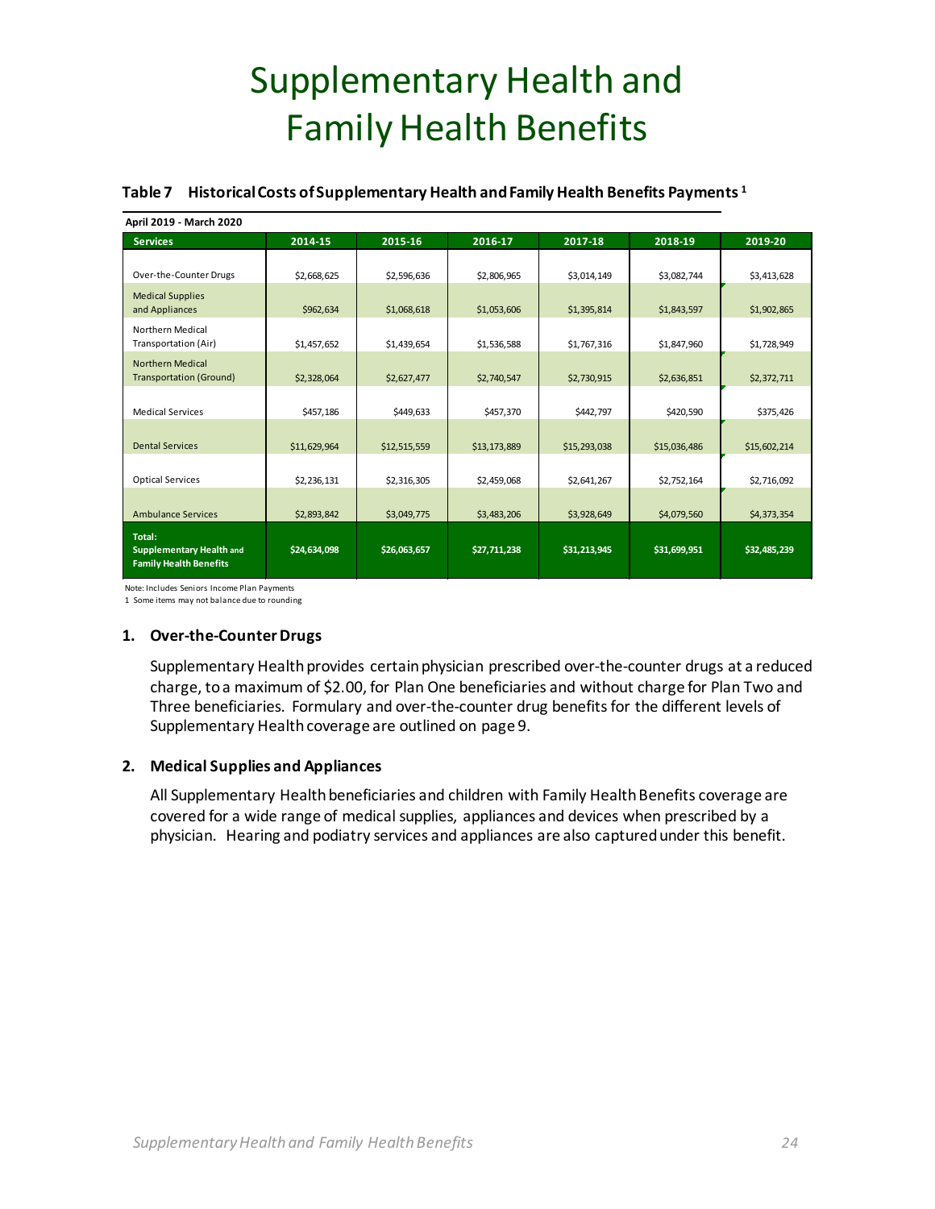# Supplementary Health and Family Health Benefits

**Table 7 Historical Costs of Supplementary Health and Family Health Benefits Payments [1]**

**April 2019 - March 2020**

| Services | 2014-15 | 2015-16 | 2016-17 | 2017-18 | 2018-19 | 2019-20 |
|---|---|---|---|---|---|---|
| Over-the-Counter Drugs | $2,668,625 | $2,596,636 | $2,806,965 | $3,014,149 | $3,082,744 | $3,413,628 |
| Medical Supplies and Appliances | $962,634 | $1,068,618 | $1,053,606 | $1,395,814 | $1,843,597 | $1,902,865 |
| Northern Medical Transportation (Air) | $1,457,652 | $1,439,654 | $1,536,588 | $1,767,316 | $1,847,960 | $1,728,949 |
| Northern Medical Transportation (Ground) | $2,328,064 | $2,627,477 | $2,740,547 | $2,730,915 | $2,636,851 | $2,372,711 |
| Medical Services | $457,186 | $449,633 | $457,370 | $442,797 | $420,590 | $375,426 |
| Dental Services | $11,629,964 | $12,515,559 | $13,173,889 | $15,293,038 | $15,036,486 | $15,602,214 |
| Optical Services | $2,236,131 | $2,316,305 | $2,459,068 | $2,641,267 | $2,752,164 | $2,716,092 |
| Ambulance Services | $2,893,842 | $3,049,775 | $3,483,206 | $3,928,649 | $4,079,560 | $4,373,354 |
| **Total: Supplementary Health and Family Health Benefits** | **$24,634,098** | **$26,063,657** | **$27,711,238** | **$31,213,945** | **$31,699,951** | **$32,485,239** |

Note: Includes Seniors Income Plan Payments

1 Some items may not balance due to rounding

### 1. Over-the-Counter Drugs

Supplementary Health provides certain physician prescribed over-the-counter drugs at a reduced charge, to a maximum of $2.00, for Plan One beneficiaries and without charge for Plan Two and Three beneficiaries. Formulary and over-the-counter drug benefits for the different levels of Supplementary Health coverage are outlined on page 9.

### 2. Medical Supplies and Appliances

All Supplementary Health beneficiaries and children with Family Health Benefits coverage are covered for a wide range of medical supplies, appliances and devices when prescribed by a physician. Hearing and podiatry services and appliances are also captured under this benefit.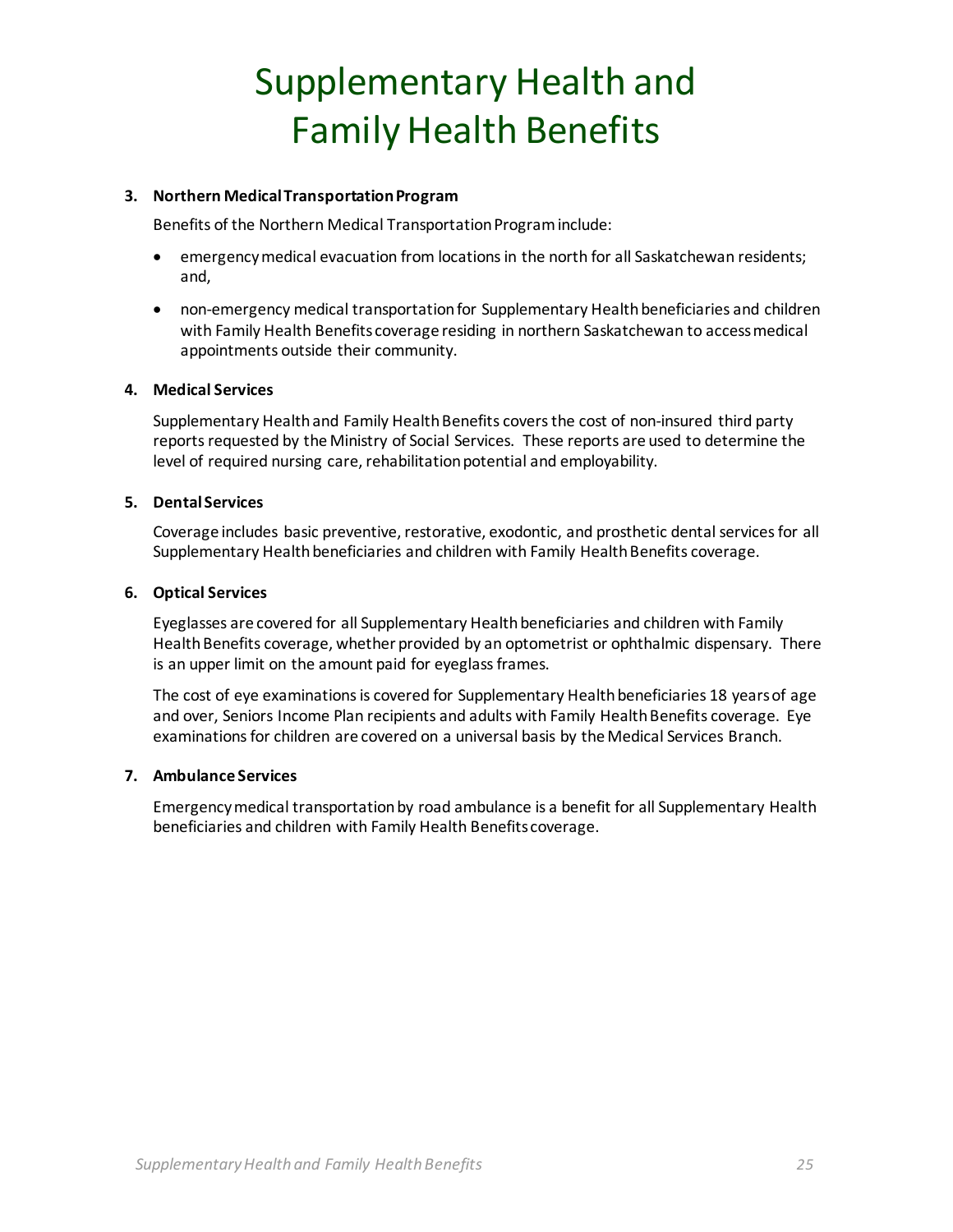# Supplementary Health and Family Health Benefits

3. **Northern Medical Transportation Program**

   Benefits of the Northern Medical Transportation Program include:

   - emergency medical evacuation from locations in the north for all Saskatchewan residents; and,
   - non-emergency medical transportation for Supplementary Health beneficiaries and children with Family Health Benefits coverage residing in northern Saskatchewan to access medical appointments outside their community.

4. **Medical Services**

   Supplementary Health and Family Health Benefits covers the cost of non-insured third party reports requested by the Ministry of Social Services. These reports are used to determine the level of required nursing care, rehabilitation potential and employability.

5. **Dental Services**

   Coverage includes basic preventive, restorative, exodontic, and prosthetic dental services for all Supplementary Health beneficiaries and children with Family Health Benefits coverage.

6. **Optical Services**

   Eyeglasses are covered for all Supplementary Health beneficiaries and children with Family Health Benefits coverage, whether provided by an optometrist or ophthalmic dispensary. There is an upper limit on the amount paid for eyeglass frames.

   The cost of eye examinations is covered for Supplementary Health beneficiaries 18 years of age and over, Seniors Income Plan recipients and adults with Family Health Benefits coverage. Eye examinations for children are covered on a universal basis by the Medical Services Branch.

7. **Ambulance Services**

   Emergency medical transportation by road ambulance is a benefit for all Supplementary Health beneficiaries and children with Family Health Benefits coverage.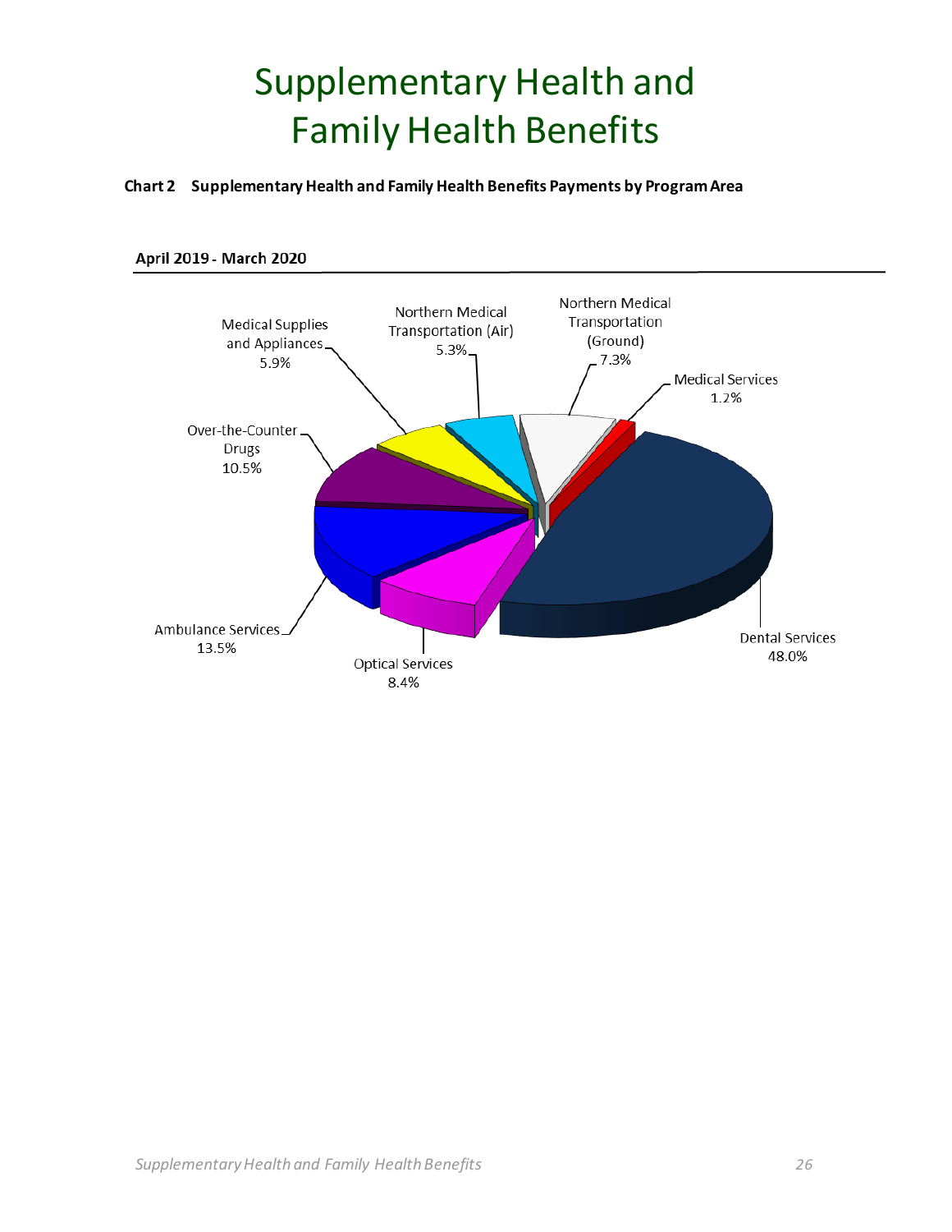# Supplementary Health and Family Health Benefits

**Chart 2 Supplementary Health and Family Health Benefits Payments by Program Area**

**April 2019 - March 2020**

| Program Area | Percentage |
|---|---|
| Dental Services | 48.0% |
| Ambulance Services | 13.5% |
| Over-the-Counter Drugs | 10.5% |
| Optical Services | 8.4% |
| Northern Medical Transportation (Ground) | 7.3% |
| Medical Supplies and Appliances | 5.9% |
| Northern Medical Transportation (Air) | 5.3% |
| Medical Services | 1.2% |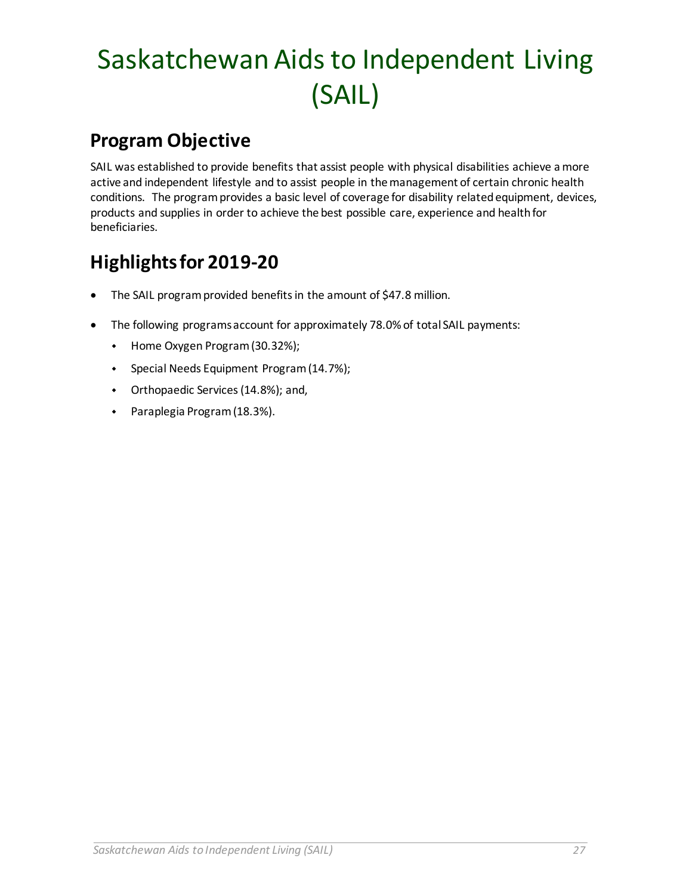# Saskatchewan Aids to Independent Living (SAIL)

## Program Objective

SAIL was established to provide benefits that assist people with physical disabilities achieve a more active and independent lifestyle and to assist people in the management of certain chronic health conditions. The program provides a basic level of coverage for disability related equipment, devices, products and supplies in order to achieve the best possible care, experience and health for beneficiaries.

## Highlights for 2019-20

- The SAIL program provided benefits in the amount of $47.8 million.
- The following programs account for approximately 78.0% of total SAIL payments:
  - Home Oxygen Program (30.32%);
  - Special Needs Equipment Program (14.7%);
  - Orthopaedic Services (14.8%); and,
  - Paraplegia Program (18.3%).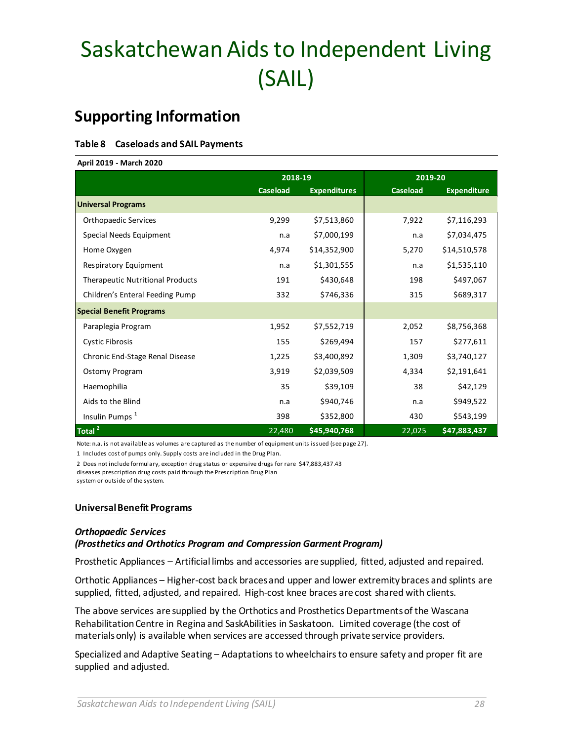# Saskatchewan Aids to Independent Living (SAIL)

## Supporting Information

**Table 8 Caseloads and SAIL Payments**

**April 2019 - March 2020**

| | 2018-19 | | 2019-20 | |
|---|---|---|---|---|
| | Caseload | Expenditures | Caseload | Expenditure |
| **Universal Programs** | | | | |
| Orthopaedic Services | 9,299 | $7,513,860 | 7,922 | $7,116,293 |
| Special Needs Equipment | n.a | $7,000,199 | n.a | $7,034,475 |
| Home Oxygen | 4,974 | $14,352,900 | 5,270 | $14,510,578 |
| Respiratory Equipment | n.a | $1,301,555 | n.a | $1,535,110 |
| Therapeutic Nutritional Products | 191 | $430,648 | 198 | $497,067 |
| Children's Enteral Feeding Pump | 332 | $746,336 | 315 | $689,317 |
| **Special Benefit Programs** | | | | |
| Paraplegia Program | 1,952 | $7,552,719 | 2,052 | $8,756,368 |
| Cystic Fibrosis | 155 | $269,494 | 157 | $277,611 |
| Chronic End-Stage Renal Disease | 1,225 | $3,400,892 | 1,309 | $3,740,127 |
| Ostomy Program | 3,919 | $2,039,509 | 4,334 | $2,191,641 |
| Haemophilia | 35 | $39,109 | 38 | $42,129 |
| Aids to the Blind | n.a | $940,746 | n.a | $949,522 |
| Insulin Pumps [1] | 398 | $352,800 | 430 | $543,199 |
| **Total [2]** | 22,480 | **$45,940,768** | 22,025 | **$47,883,437** |

Note: n.a. is not available as volumes are captured as the number of equipment units issued (see page 27).

1 Includes cost of pumps only. Supply costs are included in the Drug Plan.

2 Does not include formulary, exception drug status or expensive drugs for rare $47,883,437.43 diseases prescription drug costs paid through the Prescription Drug Plan system or outside of the system.

### Universal Benefit Programs

#### *Orthopaedic Services (Prosthetics and Orthotics Program and Compression Garment Program)*

Prosthetic Appliances – Artificial limbs and accessories are supplied, fitted, adjusted and repaired.

Orthotic Appliances – Higher-cost back braces and upper and lower extremity braces and splints are supplied, fitted, adjusted, and repaired. High-cost knee braces are cost shared with clients.

The above services are supplied by the Orthotics and Prosthetics Departments of the Wascana Rehabilitation Centre in Regina and SaskAbilities in Saskatoon. Limited coverage (the cost of materials only) is available when services are accessed through private service providers.

Specialized and Adaptive Seating – Adaptations to wheelchairs to ensure safety and proper fit are supplied and adjusted.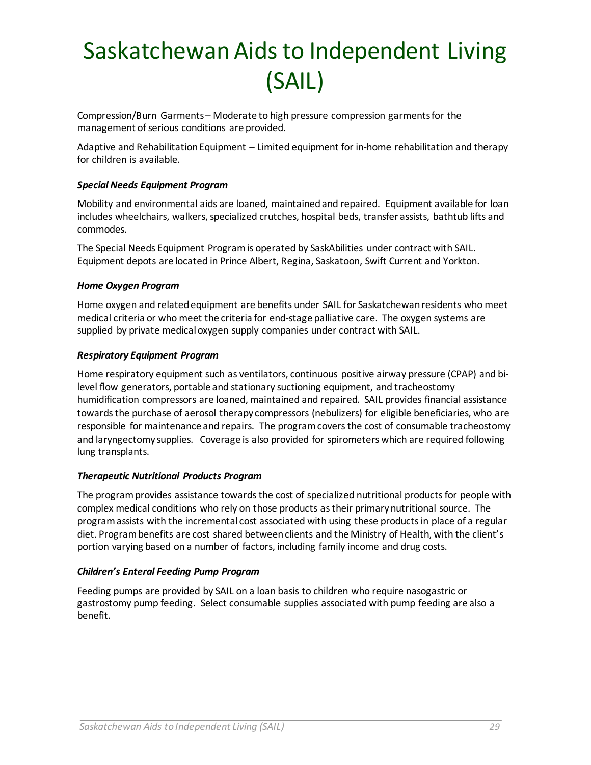# Saskatchewan Aids to Independent Living (SAIL)

Compression/Burn Garments – Moderate to high pressure compression garments for the management of serious conditions are provided.

Adaptive and Rehabilitation Equipment – Limited equipment for in-home rehabilitation and therapy for children is available.

***Special Needs Equipment Program***

Mobility and environmental aids are loaned, maintained and repaired. Equipment available for loan includes wheelchairs, walkers, specialized crutches, hospital beds, transfer assists, bathtub lifts and commodes.

The Special Needs Equipment Program is operated by SaskAbilities under contract with SAIL. Equipment depots are located in Prince Albert, Regina, Saskatoon, Swift Current and Yorkton.

***Home Oxygen Program***

Home oxygen and related equipment are benefits under SAIL for Saskatchewan residents who meet medical criteria or who meet the criteria for end-stage palliative care. The oxygen systems are supplied by private medical oxygen supply companies under contract with SAIL.

***Respiratory Equipment Program***

Home respiratory equipment such as ventilators, continuous positive airway pressure (CPAP) and bi-level flow generators, portable and stationary suctioning equipment, and tracheostomy humidification compressors are loaned, maintained and repaired. SAIL provides financial assistance towards the purchase of aerosol therapy compressors (nebulizers) for eligible beneficiaries, who are responsible for maintenance and repairs. The program covers the cost of consumable tracheostomy and laryngectomy supplies. Coverage is also provided for spirometers which are required following lung transplants.

***Therapeutic Nutritional Products Program***

The program provides assistance towards the cost of specialized nutritional products for people with complex medical conditions who rely on those products as their primary nutritional source. The program assists with the incremental cost associated with using these products in place of a regular diet. Program benefits are cost shared between clients and the Ministry of Health, with the client's portion varying based on a number of factors, including family income and drug costs.

***Children's Enteral Feeding Pump Program***

Feeding pumps are provided by SAIL on a loan basis to children who require nasogastric or gastrostomy pump feeding. Select consumable supplies associated with pump feeding are also a benefit.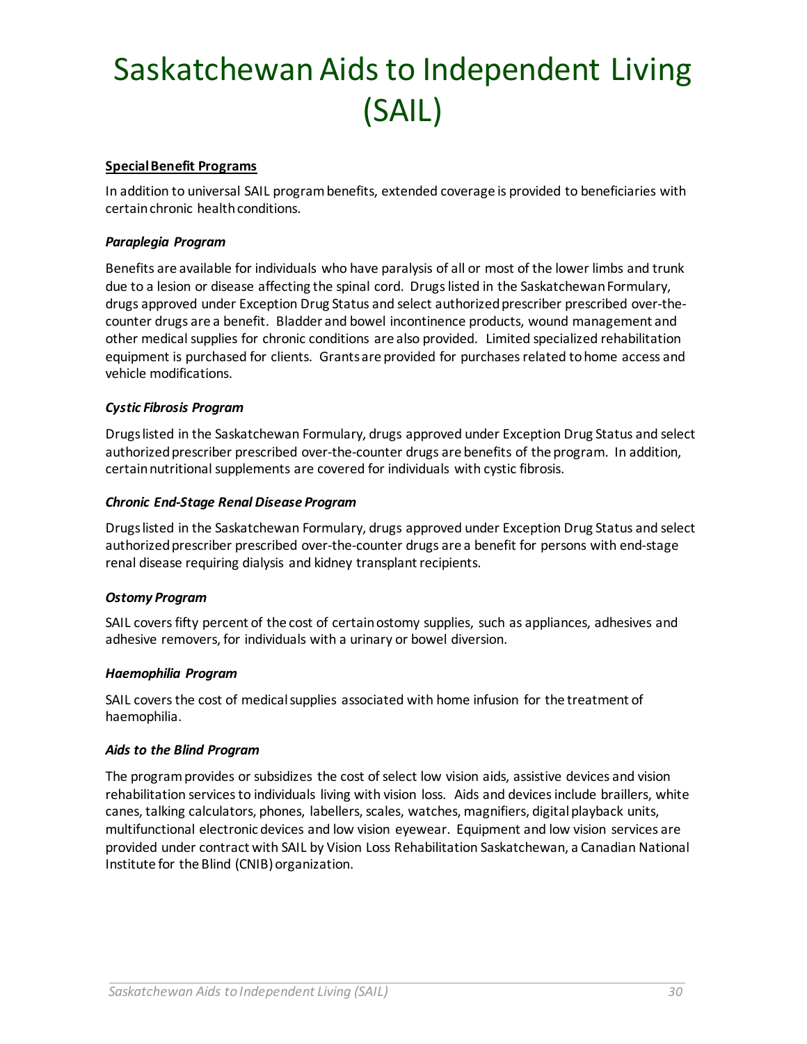# Saskatchewan Aids to Independent Living (SAIL)

**Special Benefit Programs**

In addition to universal SAIL program benefits, extended coverage is provided to beneficiaries with certain chronic health conditions.

***Paraplegia Program***

Benefits are available for individuals who have paralysis of all or most of the lower limbs and trunk due to a lesion or disease affecting the spinal cord. Drugs listed in the Saskatchewan Formulary, drugs approved under Exception Drug Status and select authorized prescriber prescribed over-the-counter drugs are a benefit. Bladder and bowel incontinence products, wound management and other medical supplies for chronic conditions are also provided. Limited specialized rehabilitation equipment is purchased for clients. Grants are provided for purchases related to home access and vehicle modifications.

***Cystic Fibrosis Program***

Drugs listed in the Saskatchewan Formulary, drugs approved under Exception Drug Status and select authorized prescriber prescribed over-the-counter drugs are benefits of the program. In addition, certain nutritional supplements are covered for individuals with cystic fibrosis.

***Chronic End-Stage Renal Disease Program***

Drugs listed in the Saskatchewan Formulary, drugs approved under Exception Drug Status and select authorized prescriber prescribed over-the-counter drugs are a benefit for persons with end-stage renal disease requiring dialysis and kidney transplant recipients.

***Ostomy Program***

SAIL covers fifty percent of the cost of certain ostomy supplies, such as appliances, adhesives and adhesive removers, for individuals with a urinary or bowel diversion.

***Haemophilia Program***

SAIL covers the cost of medical supplies associated with home infusion for the treatment of haemophilia.

***Aids to the Blind Program***

The program provides or subsidizes the cost of select low vision aids, assistive devices and vision rehabilitation services to individuals living with vision loss. Aids and devices include braillers, white canes, talking calculators, phones, labellers, scales, watches, magnifiers, digital playback units, multifunctional electronic devices and low vision eyewear. Equipment and low vision services are provided under contract with SAIL by Vision Loss Rehabilitation Saskatchewan, a Canadian National Institute for the Blind (CNIB) organization.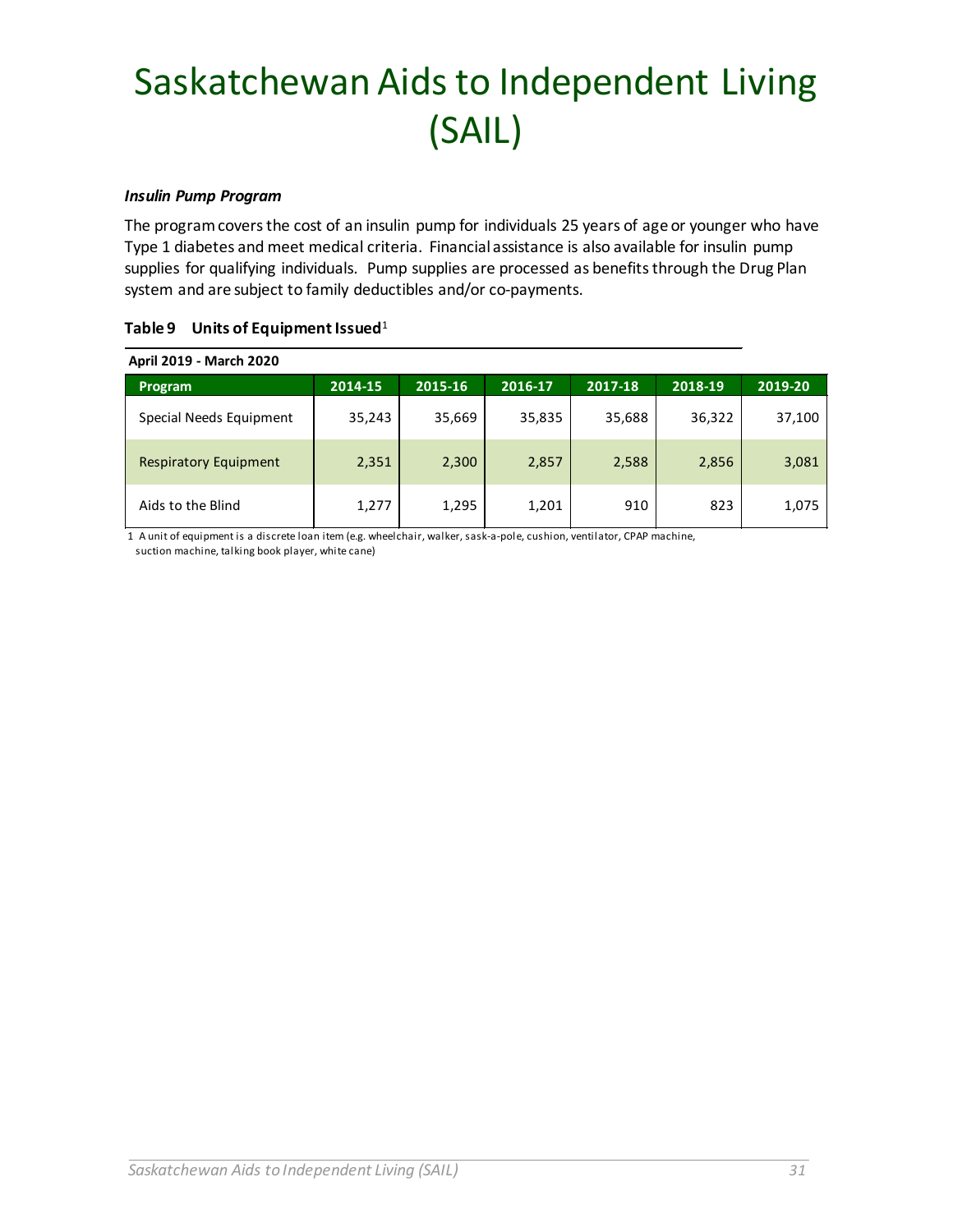# Saskatchewan Aids to Independent Living (SAIL)

***Insulin Pump Program***

The program covers the cost of an insulin pump for individuals 25 years of age or younger who have Type 1 diabetes and meet medical criteria. Financial assistance is also available for insulin pump supplies for qualifying individuals. Pump supplies are processed as benefits through the Drug Plan system and are subject to family deductibles and/or co-payments.

**Table 9 Units of Equipment Issued**[1]

**April 2019 - March 2020**

| Program | 2014-15 | 2015-16 | 2016-17 | 2017-18 | 2018-19 | 2019-20 |
|---|---|---|---|---|---|---|
| Special Needs Equipment | 35,243 | 35,669 | 35,835 | 35,688 | 36,322 | 37,100 |
| Respiratory Equipment | 2,351 | 2,300 | 2,857 | 2,588 | 2,856 | 3,081 |
| Aids to the Blind | 1,277 | 1,295 | 1,201 | 910 | 823 | 1,075 |

1 A unit of equipment is a discrete loan item (e.g. wheelchair, walker, sask-a-pole, cushion, ventilator, CPAP machine, suction machine, talking book player, white cane)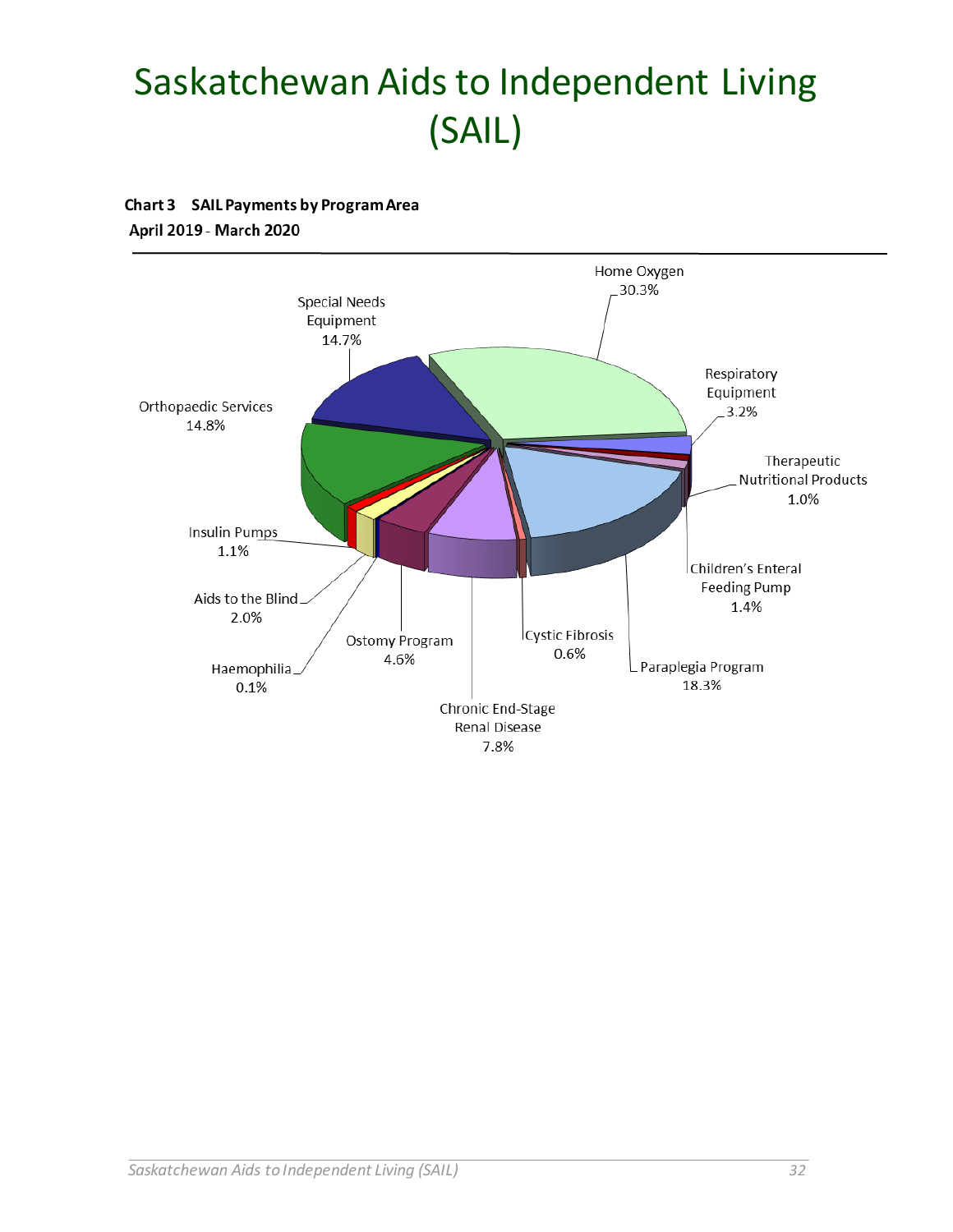# Saskatchewan Aids to Independent Living (SAIL)

**Chart 3 SAIL Payments by Program Area**
**April 2019 - March 2020**

| Program Area | Percentage |
|---|---|
| Home Oxygen | 30.3% |
| Respiratory Equipment | 3.2% |
| Therapeutic Nutritional Products | 1.0% |
| Children's Enteral Feeding Pump | 1.4% |
| Paraplegia Program | 18.3% |
| Cystic Fibrosis | 0.6% |
| Chronic End-Stage Renal Disease | 7.8% |
| Ostomy Program | 4.6% |
| Haemophilia | 0.1% |
| Aids to the Blind | 2.0% |
| Insulin Pumps | 1.1% |
| Orthopaedic Services | 14.8% |
| Special Needs Equipment | 14.7% |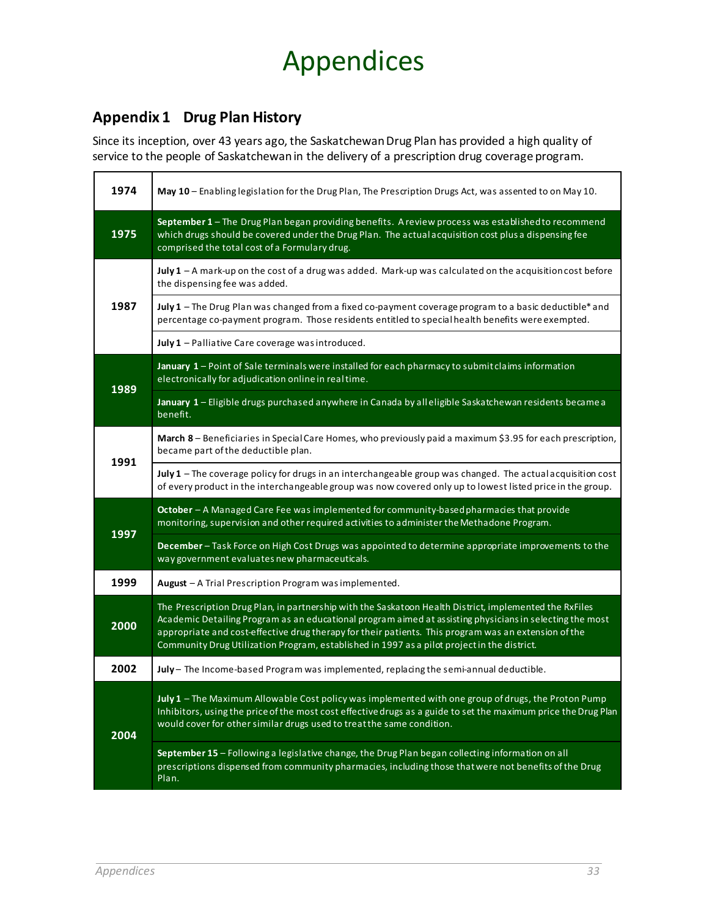# Appendices

## Appendix 1 Drug Plan History

Since its inception, over 43 years ago, the Saskatchewan Drug Plan has provided a high quality of service to the people of Saskatchewan in the delivery of a prescription drug coverage program.

| Year | Event |
|---|---|
| 1974 | **May 10** – Enabling legislation for the Drug Plan, The Prescription Drugs Act, was assented to on May 10. |
| 1975 | **September 1** – The Drug Plan began providing benefits. A review process was established to recommend which drugs should be covered under the Drug Plan. The actual acquisition cost plus a dispensing fee comprised the total cost of a Formulary drug. |
| 1987 | **July 1** – A mark-up on the cost of a drug was added. Mark-up was calculated on the acquisition cost before the dispensing fee was added. |
| | **July 1** – The Drug Plan was changed from a fixed co-payment coverage program to a basic deductible* and percentage co-payment program. Those residents entitled to special health benefits were exempted. |
| | **July 1** – Palliative Care coverage was introduced. |
| 1989 | **January 1** – Point of Sale terminals were installed for each pharmacy to submit claims information electronically for adjudication online in real time. |
| | **January 1** – Eligible drugs purchased anywhere in Canada by all eligible Saskatchewan residents became a benefit. |
| 1991 | **March 8** – Beneficiaries in Special Care Homes, who previously paid a maximum $3.95 for each prescription, became part of the deductible plan. |
| | **July 1** – The coverage policy for drugs in an interchangeable group was changed. The actual acquisition cost of every product in the interchangeable group was now covered only up to lowest listed price in the group. |
| 1997 | **October** – A Managed Care Fee was implemented for community-based pharmacies that provide monitoring, supervision and other required activities to administer the Methadone Program. |
| | **December** – Task Force on High Cost Drugs was appointed to determine appropriate improvements to the way government evaluates new pharmaceuticals. |
| 1999 | **August** – A Trial Prescription Program was implemented. |
| 2000 | The Prescription Drug Plan, in partnership with the Saskatoon Health District, implemented the RxFiles Academic Detailing Program as an educational program aimed at assisting physicians in selecting the most appropriate and cost-effective drug therapy for their patients. This program was an extension of the Community Drug Utilization Program, established in 1997 as a pilot project in the district. |
| 2002 | **July** – The Income-based Program was implemented, replacing the semi-annual deductible. |
| 2004 | **July 1** – The Maximum Allowable Cost policy was implemented with one group of drugs, the Proton Pump Inhibitors, using the price of the most cost effective drugs as a guide to set the maximum price the Drug Plan would cover for other similar drugs used to treat the same condition. |
| | **September 15** – Following a legislative change, the Drug Plan began collecting information on all prescriptions dispensed from community pharmacies, including those that were not benefits of the Drug Plan. |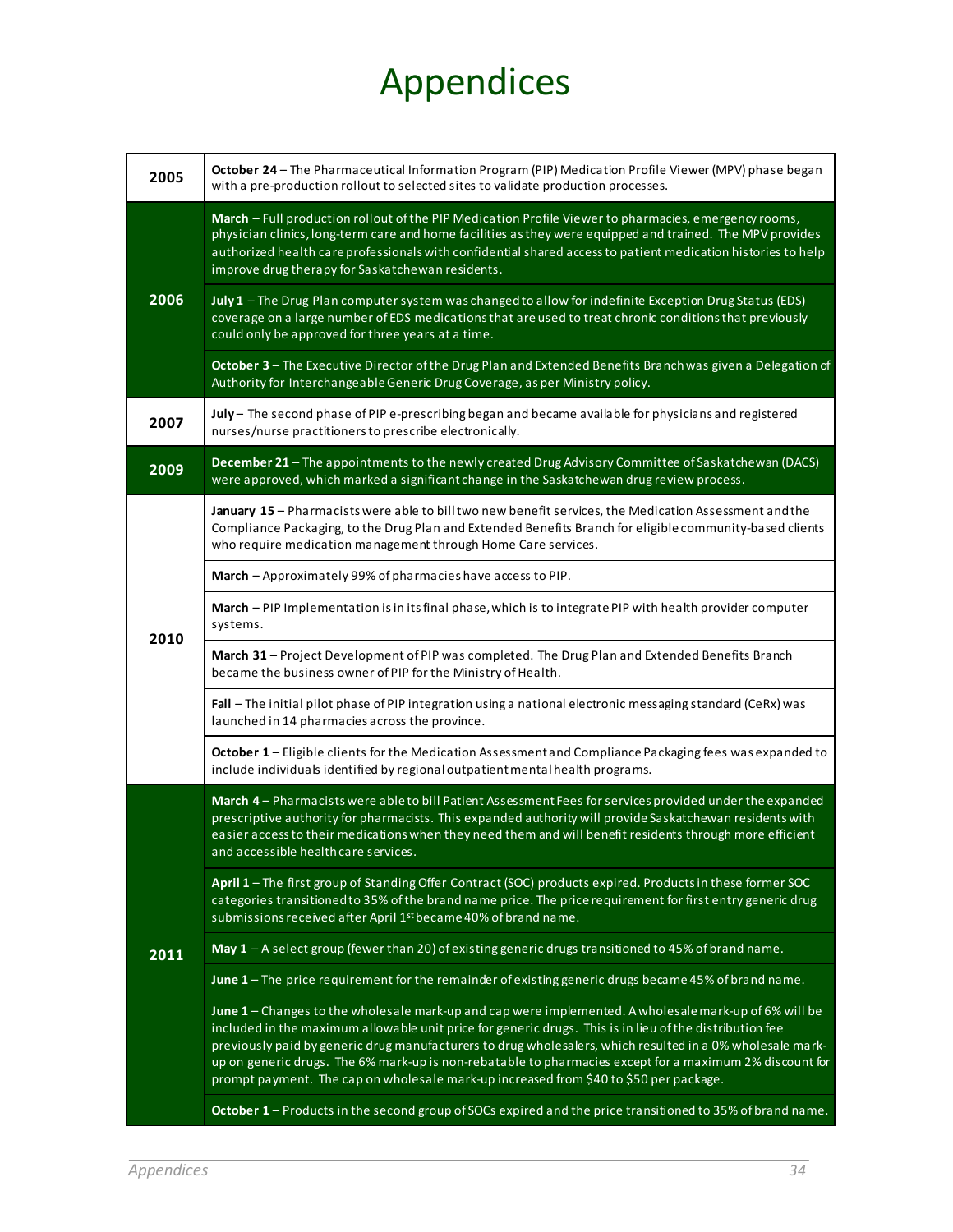# Appendices

| Year | Event |
|---|---|
| 2005 | **October 24** – The Pharmaceutical Information Program (PIP) Medication Profile Viewer (MPV) phase began with a pre-production rollout to selected sites to validate production processes. |
| 2006 | **March** – Full production rollout of the PIP Medication Profile Viewer to pharmacies, emergency rooms, physician clinics, long-term care and home facilities as they were equipped and trained. The MPV provides authorized health care professionals with confidential shared access to patient medication histories to help improve drug therapy for Saskatchewan residents. |
| | **July 1** – The Drug Plan computer system was changed to allow for indefinite Exception Drug Status (EDS) coverage on a large number of EDS medications that are used to treat chronic conditions that previously could only be approved for three years at a time. |
| | **October 3** – The Executive Director of the Drug Plan and Extended Benefits Branch was given a Delegation of Authority for Interchangeable Generic Drug Coverage, as per Ministry policy. |
| 2007 | **July** – The second phase of PIP e-prescribing began and became available for physicians and registered nurses/nurse practitioners to prescribe electronically. |
| 2009 | **December 21** – The appointments to the newly created Drug Advisory Committee of Saskatchewan (DACS) were approved, which marked a significant change in the Saskatchewan drug review process. |
| 2010 | **January 15** – Pharmacists were able to bill two new benefit services, the Medication Assessment and the Compliance Packaging, to the Drug Plan and Extended Benefits Branch for eligible community-based clients who require medication management through Home Care services. |
| | **March** – Approximately 99% of pharmacies have access to PIP. |
| | **March** – PIP Implementation is in its final phase, which is to integrate PIP with health provider computer systems. |
| | **March 31** – Project Development of PIP was completed. The Drug Plan and Extended Benefits Branch became the business owner of PIP for the Ministry of Health. |
| | **Fall** – The initial pilot phase of PIP integration using a national electronic messaging standard (CeRx) was launched in 14 pharmacies across the province. |
| | **October 1** – Eligible clients for the Medication Assessment and Compliance Packaging fees was expanded to include individuals identified by regional outpatient mental health programs. |
| 2011 | **March 4** – Pharmacists were able to bill Patient Assessment Fees for services provided under the expanded prescriptive authority for pharmacists. This expanded authority will provide Saskatchewan residents with easier access to their medications when they need them and will benefit residents through more efficient and accessible health care services. |
| | **April 1** – The first group of Standing Offer Contract (SOC) products expired. Products in these former SOC categories transitioned to 35% of the brand name price. The price requirement for first entry generic drug submissions received after April 1st became 40% of brand name. |
| | **May 1** – A select group (fewer than 20) of existing generic drugs transitioned to 45% of brand name. |
| | **June 1** – The price requirement for the remainder of existing generic drugs became 45% of brand name. |
| | **June 1** – Changes to the wholesale mark-up and cap were implemented. A wholesale mark-up of 6% will be included in the maximum allowable unit price for generic drugs. This is in lieu of the distribution fee previously paid by generic drug manufacturers to drug wholesalers, which resulted in a 0% wholesale mark-up on generic drugs. The 6% mark-up is non-rebatable to pharmacies except for a maximum 2% discount for prompt payment. The cap on wholesale mark-up increased from $40 to $50 per package. |
| | **October 1** – Products in the second group of SOCs expired and the price transitioned to 35% of brand name. |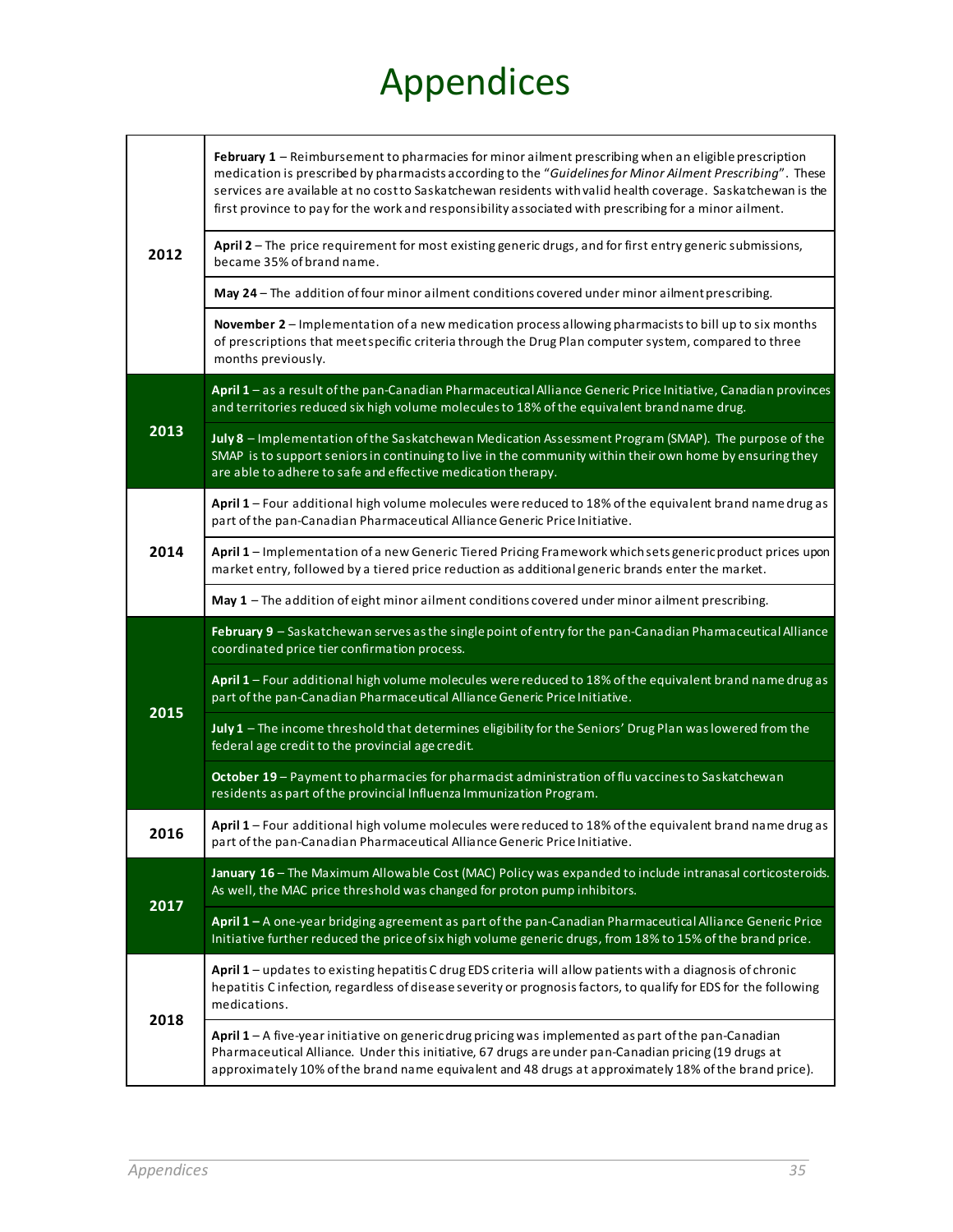# Appendices

| Year | Event |
|---|---|
| 2012 | **February 1** – Reimbursement to pharmacies for minor ailment prescribing when an eligible prescription medication is prescribed by pharmacists according to the "*Guidelines for Minor Ailment Prescribing*". These services are available at no cost to Saskatchewan residents with valid health coverage. Saskatchewan is the first province to pay for the work and responsibility associated with prescribing for a minor ailment. |
| | **April 2** – The price requirement for most existing generic drugs, and for first entry generic submissions, became 35% of brand name. |
| | **May 24** – The addition of four minor ailment conditions covered under minor ailment prescribing. |
| | **November 2** – Implementation of a new medication process allowing pharmacists to bill up to six months of prescriptions that meet specific criteria through the Drug Plan computer system, compared to three months previously. |
| 2013 | **April 1** – as a result of the pan-Canadian Pharmaceutical Alliance Generic Price Initiative, Canadian provinces and territories reduced six high volume molecules to 18% of the equivalent brand name drug. |
| | **July 8** – Implementation of the Saskatchewan Medication Assessment Program (SMAP). The purpose of the SMAP is to support seniors in continuing to live in the community within their own home by ensuring they are able to adhere to safe and effective medication therapy. |
| 2014 | **April 1** – Four additional high volume molecules were reduced to 18% of the equivalent brand name drug as part of the pan-Canadian Pharmaceutical Alliance Generic Price Initiative. |
| | **April 1** – Implementation of a new Generic Tiered Pricing Framework which sets generic product prices upon market entry, followed by a tiered price reduction as additional generic brands enter the market. |
| | **May 1** – The addition of eight minor ailment conditions covered under minor ailment prescribing. |
| 2015 | **February 9** – Saskatchewan serves as the single point of entry for the pan-Canadian Pharmaceutical Alliance coordinated price tier confirmation process. |
| | **April 1** – Four additional high volume molecules were reduced to 18% of the equivalent brand name drug as part of the pan-Canadian Pharmaceutical Alliance Generic Price Initiative. |
| | **July 1** – The income threshold that determines eligibility for the Seniors' Drug Plan was lowered from the federal age credit to the provincial age credit. |
| | **October 19** – Payment to pharmacies for pharmacist administration of flu vaccines to Saskatchewan residents as part of the provincial Influenza Immunization Program. |
| 2016 | **April 1** – Four additional high volume molecules were reduced to 18% of the equivalent brand name drug as part of the pan-Canadian Pharmaceutical Alliance Generic Price Initiative. |
| 2017 | **January 16** – The Maximum Allowable Cost (MAC) Policy was expanded to include intranasal corticosteroids. As well, the MAC price threshold was changed for proton pump inhibitors. |
| | **April 1 –** A one-year bridging agreement as part of the pan-Canadian Pharmaceutical Alliance Generic Price Initiative further reduced the price of six high volume generic drugs, from 18% to 15% of the brand price. |
| 2018 | **April 1** – updates to existing hepatitis C drug EDS criteria will allow patients with a diagnosis of chronic hepatitis C infection, regardless of disease severity or prognosis factors, to qualify for EDS for the following medications. |
| | **April 1** – A five-year initiative on generic drug pricing was implemented as part of the pan-Canadian Pharmaceutical Alliance. Under this initiative, 67 drugs are under pan-Canadian pricing (19 drugs at approximately 10% of the brand name equivalent and 48 drugs at approximately 18% of the brand price). |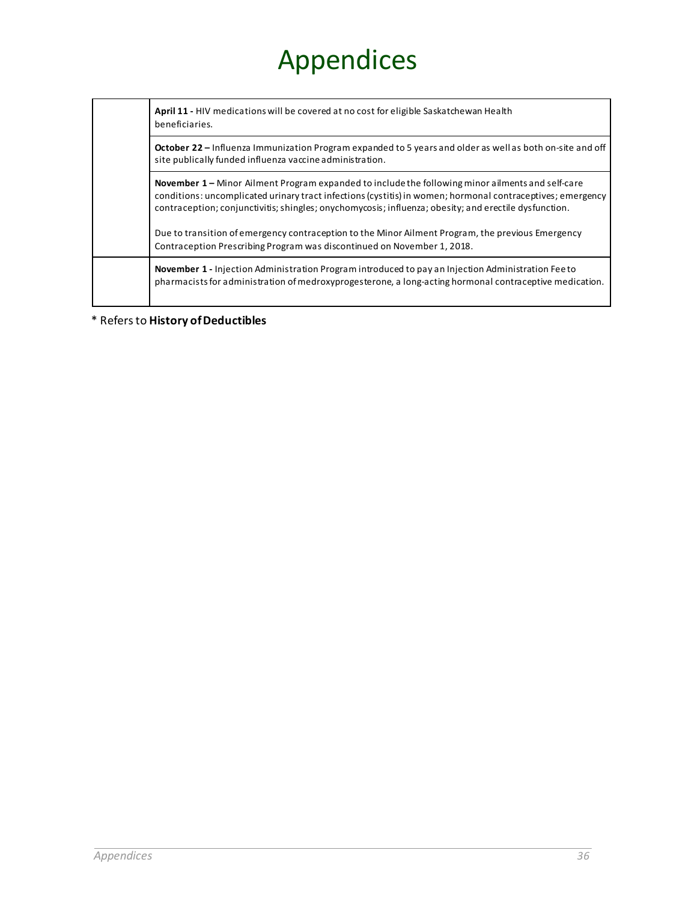# Appendices

| | |
|---|---|
| | **April 11 -** HIV medications will be covered at no cost for eligible Saskatchewan Health beneficiaries. |
| | **October 22 –** Influenza Immunization Program expanded to 5 years and older as well as both on-site and off site publically funded influenza vaccine administration. |
| | **November 1 –** Minor Ailment Program expanded to include the following minor ailments and self-care conditions: uncomplicated urinary tract infections (cystitis) in women; hormonal contraceptives; emergency contraception; conjunctivitis; shingles; onychomycosis; influenza; obesity; and erectile dysfunction.<br><br>Due to transition of emergency contraception to the Minor Ailment Program, the previous Emergency Contraception Prescribing Program was discontinued on November 1, 2018. |
| | **November 1 -** Injection Administration Program introduced to pay an Injection Administration Fee to pharmacists for administration of medroxyprogesterone, a long-acting hormonal contraceptive medication. |

* Refers to **History of Deductibles**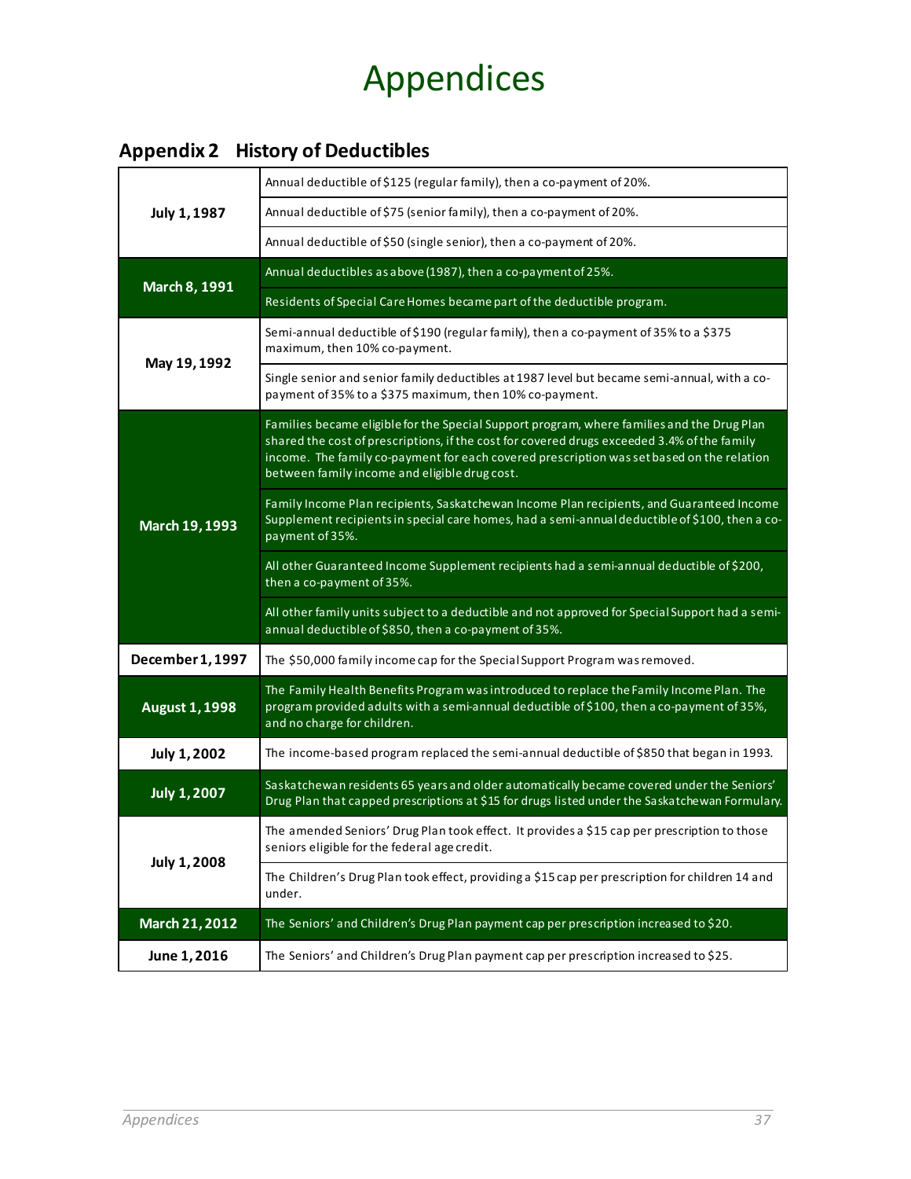# Appendices

## Appendix 2 History of Deductibles

| Date | Description |
|---|---|
| July 1, 1987 | Annual deductible of $125 (regular family), then a co-payment of 20%. |
| | Annual deductible of $75 (senior family), then a co-payment of 20%. |
| | Annual deductible of $50 (single senior), then a co-payment of 20%. |
| March 8, 1991 | Annual deductibles as above (1987), then a co-payment of 25%. |
| | Residents of Special Care Homes became part of the deductible program. |
| May 19, 1992 | Semi-annual deductible of $190 (regular family), then a co-payment of 35% to a $375 maximum, then 10% co-payment. |
| | Single senior and senior family deductibles at 1987 level but became semi-annual, with a co-payment of 35% to a $375 maximum, then 10% co-payment. |
| March 19, 1993 | Families became eligible for the Special Support program, where families and the Drug Plan shared the cost of prescriptions, if the cost for covered drugs exceeded 3.4% of the family income. The family co-payment for each covered prescription was set based on the relation between family income and eligible drug cost. |
| | Family Income Plan recipients, Saskatchewan Income Plan recipients, and Guaranteed Income Supplement recipients in special care homes, had a semi-annual deductible of $100, then a co-payment of 35%. |
| | All other Guaranteed Income Supplement recipients had a semi-annual deductible of $200, then a co-payment of 35%. |
| | All other family units subject to a deductible and not approved for Special Support had a semi-annual deductible of $850, then a co-payment of 35%. |
| December 1, 1997 | The $50,000 family income cap for the Special Support Program was removed. |
| August 1, 1998 | The Family Health Benefits Program was introduced to replace the Family Income Plan. The program provided adults with a semi-annual deductible of $100, then a co-payment of 35%, and no charge for children. |
| July 1, 2002 | The income-based program replaced the semi-annual deductible of $850 that began in 1993. |
| July 1, 2007 | Saskatchewan residents 65 years and older automatically became covered under the Seniors' Drug Plan that capped prescriptions at $15 for drugs listed under the Saskatchewan Formulary. |
| July 1, 2008 | The amended Seniors' Drug Plan took effect. It provides a $15 cap per prescription to those seniors eligible for the federal age credit. |
| | The Children's Drug Plan took effect, providing a $15 cap per prescription for children 14 and under. |
| March 21, 2012 | The Seniors' and Children's Drug Plan payment cap per prescription increased to $20. |
| June 1, 2016 | The Seniors' and Children's Drug Plan payment cap per prescription increased to $25. |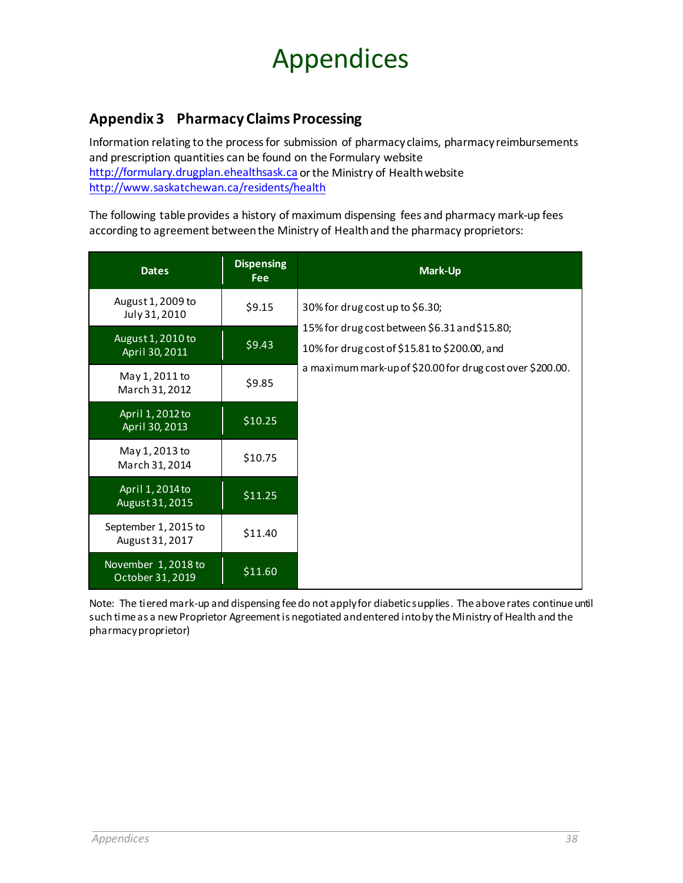# Appendices

## Appendix 3 Pharmacy Claims Processing

Information relating to the process for submission of pharmacy claims, pharmacy reimbursements and prescription quantities can be found on the Formulary website http://formulary.drugplan.ehealthsask.ca or the Ministry of Health website http://www.saskatchewan.ca/residents/health

The following table provides a history of maximum dispensing fees and pharmacy mark-up fees according to agreement between the Ministry of Health and the pharmacy proprietors:

| Dates | Dispensing Fee | Mark-Up |
|---|---|---|
| August 1, 2009 to July 31, 2010 | $9.15 | 30% for drug cost up to $6.30; 15% for drug cost between $6.31 and $15.80; 10% for drug cost of $15.81 to $200.00, and a maximum mark-up of $20.00 for drug cost over $200.00. |
| August 1, 2010 to April 30, 2011 | $9.43 | |
| May 1, 2011 to March 31, 2012 | $9.85 | |
| April 1, 2012 to April 30, 2013 | $10.25 | |
| May 1, 2013 to March 31, 2014 | $10.75 | |
| April 1, 2014 to August 31, 2015 | $11.25 | |
| September 1, 2015 to August 31, 2017 | $11.40 | |
| November 1, 2018 to October 31, 2019 | $11.60 | |

Note: The tiered mark-up and dispensing fee do not apply for diabetic supplies. The above rates continue until such time as a new Proprietor Agreement is negotiated and entered into by the Ministry of Health and the pharmacy proprietor)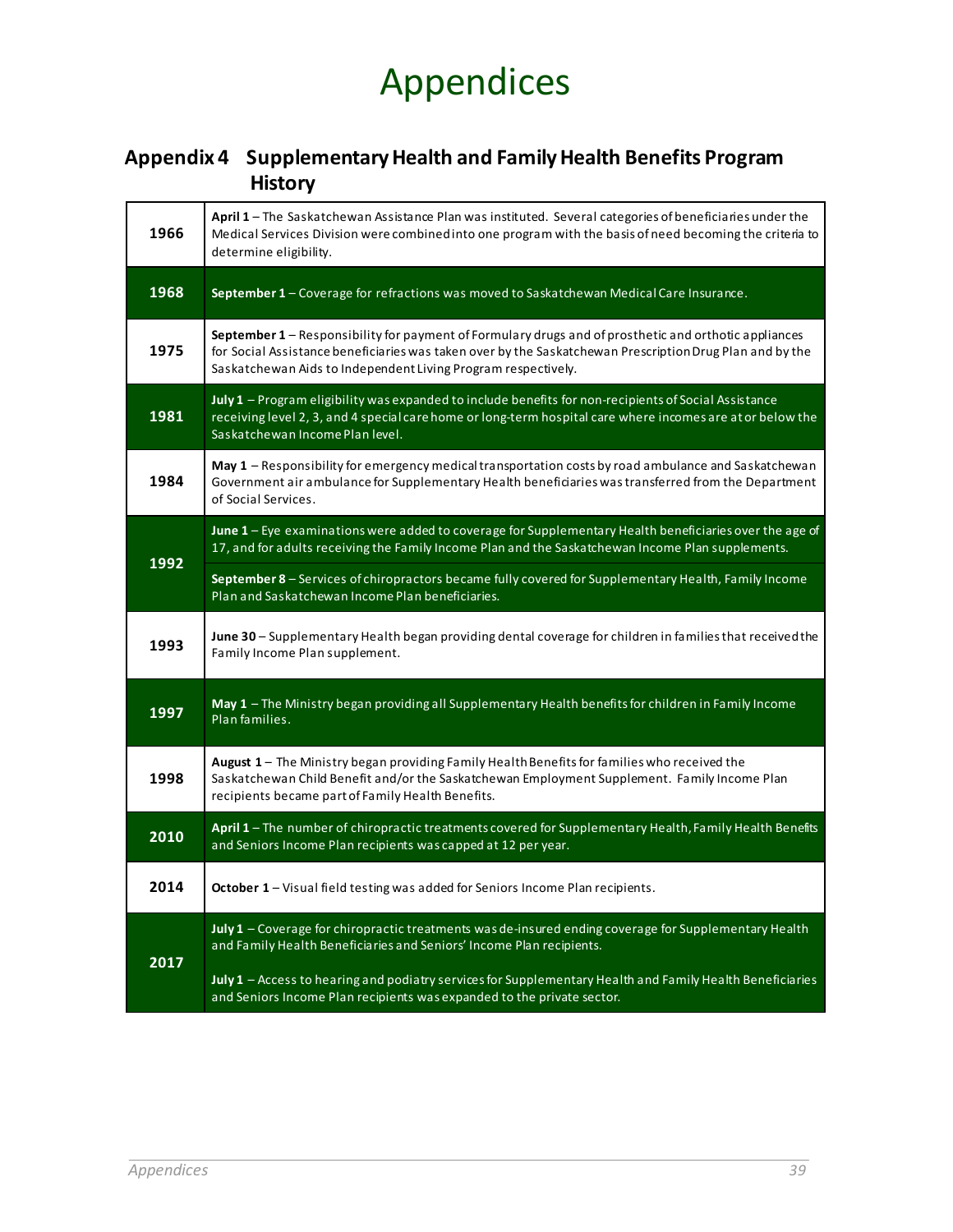# Appendices

## Appendix 4 Supplementary Health and Family Health Benefits Program History

| Year | Event |
|---|---|
| 1966 | **April 1** – The Saskatchewan Assistance Plan was instituted. Several categories of beneficiaries under the Medical Services Division were combined into one program with the basis of need becoming the criteria to determine eligibility. |
| 1968 | **September 1** – Coverage for refractions was moved to Saskatchewan Medical Care Insurance. |
| 1975 | **September 1** – Responsibility for payment of Formulary drugs and of prosthetic and orthotic appliances for Social Assistance beneficiaries was taken over by the Saskatchewan Prescription Drug Plan and by the Saskatchewan Aids to Independent Living Program respectively. |
| 1981 | **July 1** – Program eligibility was expanded to include benefits for non-recipients of Social Assistance receiving level 2, 3, and 4 special care home or long-term hospital care where incomes are at or below the Saskatchewan Income Plan level. |
| 1984 | **May 1** – Responsibility for emergency medical transportation costs by road ambulance and Saskatchewan Government air ambulance for Supplementary Health beneficiaries was transferred from the Department of Social Services. |
| 1992 | **June 1** – Eye examinations were added to coverage for Supplementary Health beneficiaries over the age of 17, and for adults receiving the Family Income Plan and the Saskatchewan Income Plan supplements. |
| | **September 8** – Services of chiropractors became fully covered for Supplementary Health, Family Income Plan and Saskatchewan Income Plan beneficiaries. |
| 1993 | **June 30** – Supplementary Health began providing dental coverage for children in families that received the Family Income Plan supplement. |
| 1997 | **May 1** – The Ministry began providing all Supplementary Health benefits for children in Family Income Plan families. |
| 1998 | **August 1** – The Ministry began providing Family Health Benefits for families who received the Saskatchewan Child Benefit and/or the Saskatchewan Employment Supplement. Family Income Plan recipients became part of Family Health Benefits. |
| 2010 | **April 1** – The number of chiropractic treatments covered for Supplementary Health, Family Health Benefits and Seniors Income Plan recipients was capped at 12 per year. |
| 2014 | **October 1** – Visual field testing was added for Seniors Income Plan recipients. |
| 2017 | **July 1** – Coverage for chiropractic treatments was de-insured ending coverage for Supplementary Health and Family Health Beneficiaries and Seniors' Income Plan recipients. |
| | **July 1** – Access to hearing and podiatry services for Supplementary Health and Family Health Beneficiaries and Seniors Income Plan recipients was expanded to the private sector. |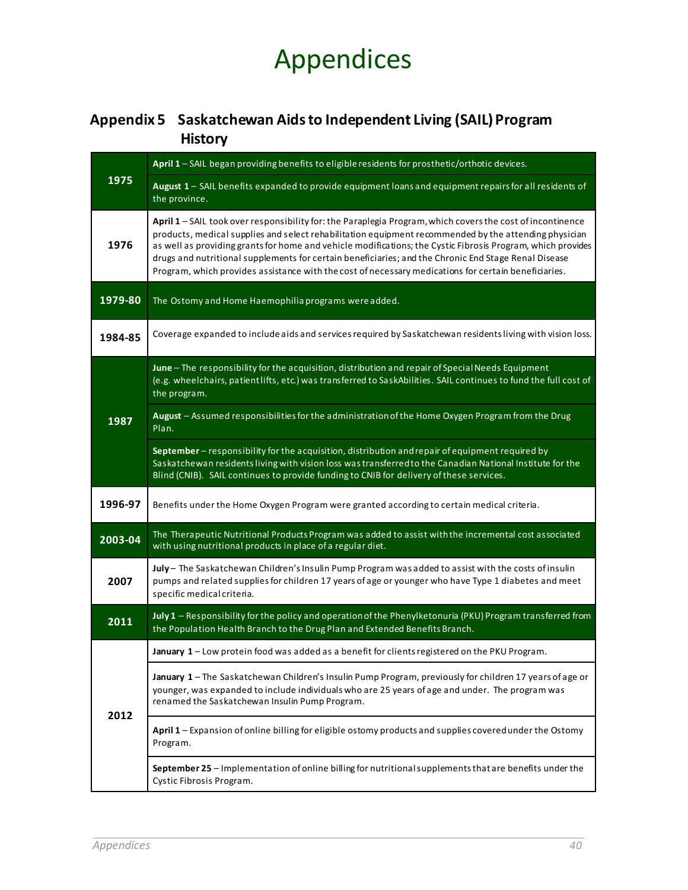# Appendices

## Appendix 5 Saskatchewan Aids to Independent Living (SAIL) Program History

| Year | Event |
|---|---|
| 1975 | **April 1** – SAIL began providing benefits to eligible residents for prosthetic/orthotic devices. |
| | **August 1** – SAIL benefits expanded to provide equipment loans and equipment repairs for all residents of the province. |
| 1976 | **April 1** – SAIL took over responsibility for: the Paraplegia Program, which covers the cost of incontinence products, medical supplies and select rehabilitation equipment recommended by the attending physician as well as providing grants for home and vehicle modifications; the Cystic Fibrosis Program, which provides drugs and nutritional supplements for certain beneficiaries; and the Chronic End Stage Renal Disease Program, which provides assistance with the cost of necessary medications for certain beneficiaries. |
| 1979-80 | The Ostomy and Home Haemophilia programs were added. |
| 1984-85 | Coverage expanded to include aids and services required by Saskatchewan residents living with vision loss. |
| 1987 | **June** – The responsibility for the acquisition, distribution and repair of Special Needs Equipment (e.g. wheelchairs, patient lifts, etc.) was transferred to SaskAbilities. SAIL continues to fund the full cost of the program. |
| | **August** – Assumed responsibilities for the administration of the Home Oxygen Program from the Drug Plan. |
| | **September** – responsibility for the acquisition, distribution and repair of equipment required by Saskatchewan residents living with vision loss was transferred to the Canadian National Institute for the Blind (CNIB). SAIL continues to provide funding to CNIB for delivery of these services. |
| 1996-97 | Benefits under the Home Oxygen Program were granted according to certain medical criteria. |
| 2003-04 | The Therapeutic Nutritional Products Program was added to assist with the incremental cost associated with using nutritional products in place of a regular diet. |
| 2007 | **July** – The Saskatchewan Children's Insulin Pump Program was added to assist with the costs of insulin pumps and related supplies for children 17 years of age or younger who have Type 1 diabetes and meet specific medical criteria. |
| 2011 | **July 1** – Responsibility for the policy and operation of the Phenylketonuria (PKU) Program transferred from the Population Health Branch to the Drug Plan and Extended Benefits Branch. |
| 2012 | **January 1** – Low protein food was added as a benefit for clients registered on the PKU Program. |
| | **January 1** – The Saskatchewan Children's Insulin Pump Program, previously for children 17 years of age or younger, was expanded to include individuals who are 25 years of age and under. The program was renamed the Saskatchewan Insulin Pump Program. |
| | **April 1** – Expansion of online billing for eligible ostomy products and supplies covered under the Ostomy Program. |
| | **September 25** – Implementation of online billing for nutritional supplements that are benefits under the Cystic Fibrosis Program. |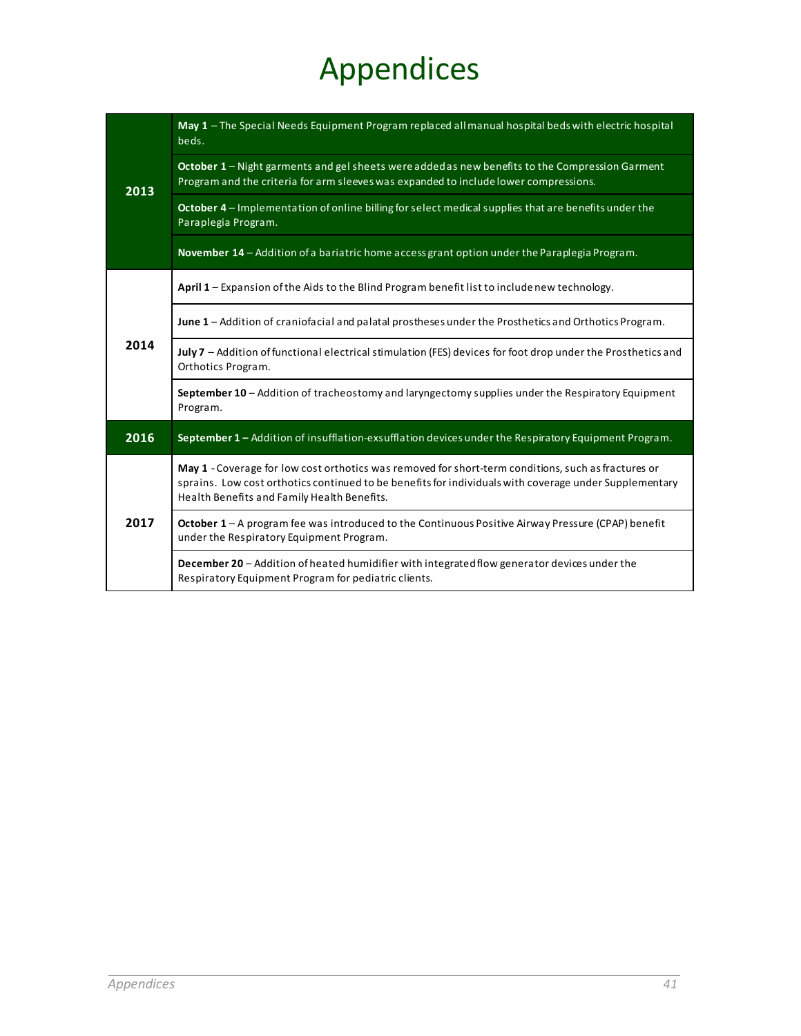# Appendices

| | |
|---|---|
| 2013 | **May 1** – The Special Needs Equipment Program replaced all manual hospital beds with electric hospital beds. |
| | **October 1** – Night garments and gel sheets were added as new benefits to the Compression Garment Program and the criteria for arm sleeves was expanded to include lower compressions. |
| | **October 4** – Implementation of online billing for select medical supplies that are benefits under the Paraplegia Program. |
| | **November 14** – Addition of a bariatric home access grant option under the Paraplegia Program. |
| 2014 | **April 1** – Expansion of the Aids to the Blind Program benefit list to include new technology. |
| | **June 1** – Addition of craniofacial and palatal prostheses under the Prosthetics and Orthotics Program. |
| | **July 7** – Addition of functional electrical stimulation (FES) devices for foot drop under the Prosthetics and Orthotics Program. |
| | **September 10** – Addition of tracheostomy and laryngectomy supplies under the Respiratory Equipment Program. |
| 2016 | **September 1 –** Addition of insufflation-exsufflation devices under the Respiratory Equipment Program. |
| 2017 | **May 1** - Coverage for low cost orthotics was removed for short-term conditions, such as fractures or sprains. Low cost orthotics continued to be benefits for individuals with coverage under Supplementary Health Benefits and Family Health Benefits. |
| | **October 1** – A program fee was introduced to the Continuous Positive Airway Pressure (CPAP) benefit under the Respiratory Equipment Program. |
| | **December 20** – Addition of heated humidifier with integrated flow generator devices under the Respiratory Equipment Program for pediatric clients. |